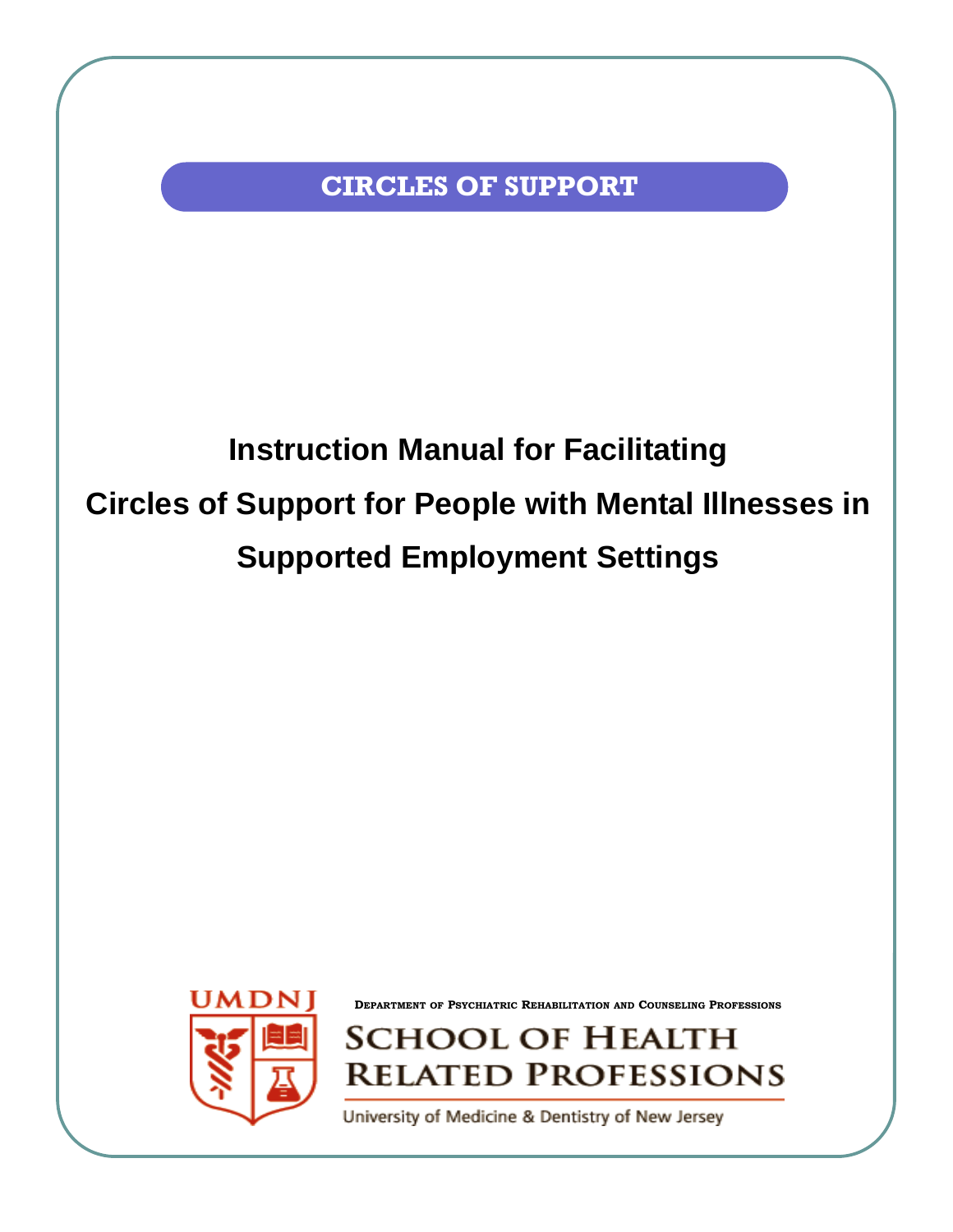**CIRCLES OF SUPPORT**

# Instruction Manual for Facilitating Circles of Support for People with Mental Illnesses in Supported Employment Settings

UMDNJ

DEPARTMENT OF PSYCHIATRIC REHABILITATION AND COUNSELING PROFESSIONS

SCHOOL OF HEALTH RELATED PROFESSIONS

University of Medicine & Dentistry of New Jersey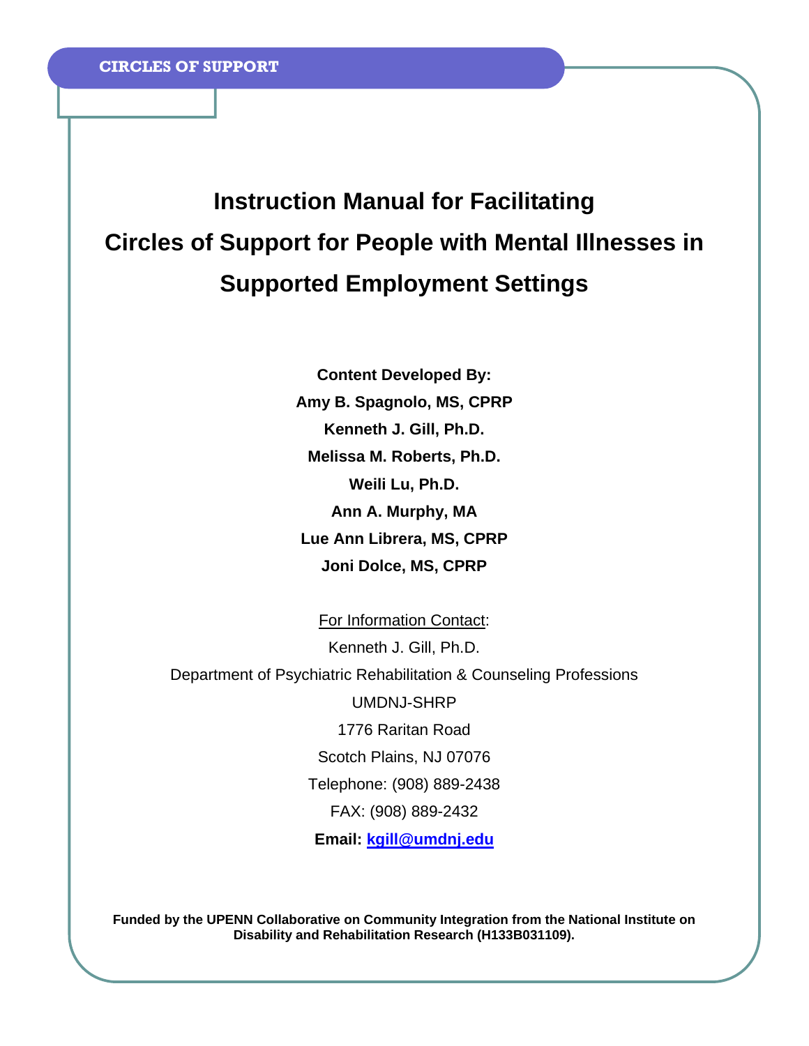CIRCLES OF SUPPORT

# Instruction Manual for Facilitating Circles of Support for People with Mental Illnesses in Supported Employment Settings

**Content Developed By:**
**Amy B. Spagnolo, MS, CPRP**
**Kenneth J. Gill, Ph.D.**
**Melissa M. Roberts, Ph.D.**
**Weili Lu, Ph.D.**
**Ann A. Murphy, MA**
**Lue Ann Librera, MS, CPRP**
**Joni Dolce, MS, CPRP**

For Information Contact:
Kenneth J. Gill, Ph.D.
Department of Psychiatric Rehabilitation & Counseling Professions
UMDNJ-SHRP
1776 Raritan Road
Scotch Plains, NJ 07076
Telephone: (908) 889-2438
FAX: (908) 889-2432
**Email: kgill@umdnj.edu**

**Funded by the UPENN Collaborative on Community Integration from the National Institute on Disability and Rehabilitation Research (H133B031109).**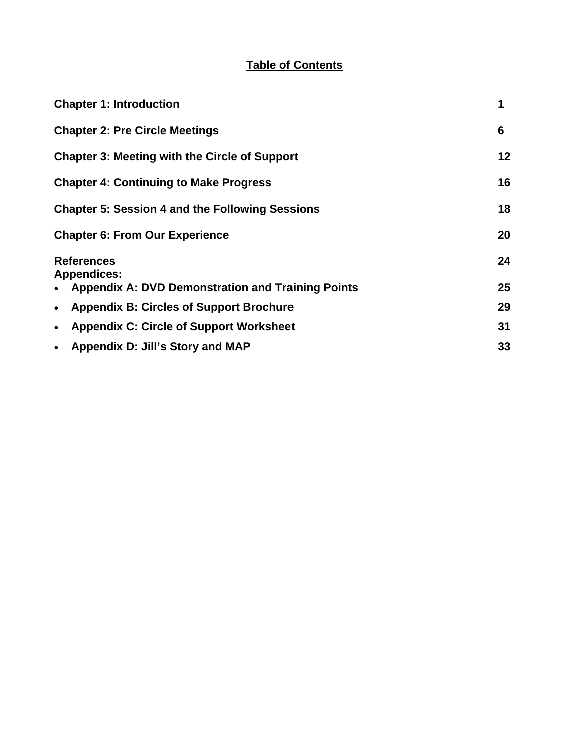# Table of Contents

| | |
|---|---|
| **Chapter 1: Introduction** | **1** |
| **Chapter 2: Pre Circle Meetings** | **6** |
| **Chapter 3: Meeting with the Circle of Support** | **12** |
| **Chapter 4: Continuing to Make Progress** | **16** |
| **Chapter 5: Session 4 and the Following Sessions** | **18** |
| **Chapter 6: From Our Experience** | **20** |
| **References** | **24** |
| **Appendices:** | |
| • **Appendix A: DVD Demonstration and Training Points** | **25** |
| • **Appendix B: Circles of Support Brochure** | **29** |
| • **Appendix C: Circle of Support Worksheet** | **31** |
| • **Appendix D: Jill's Story and MAP** | **33** |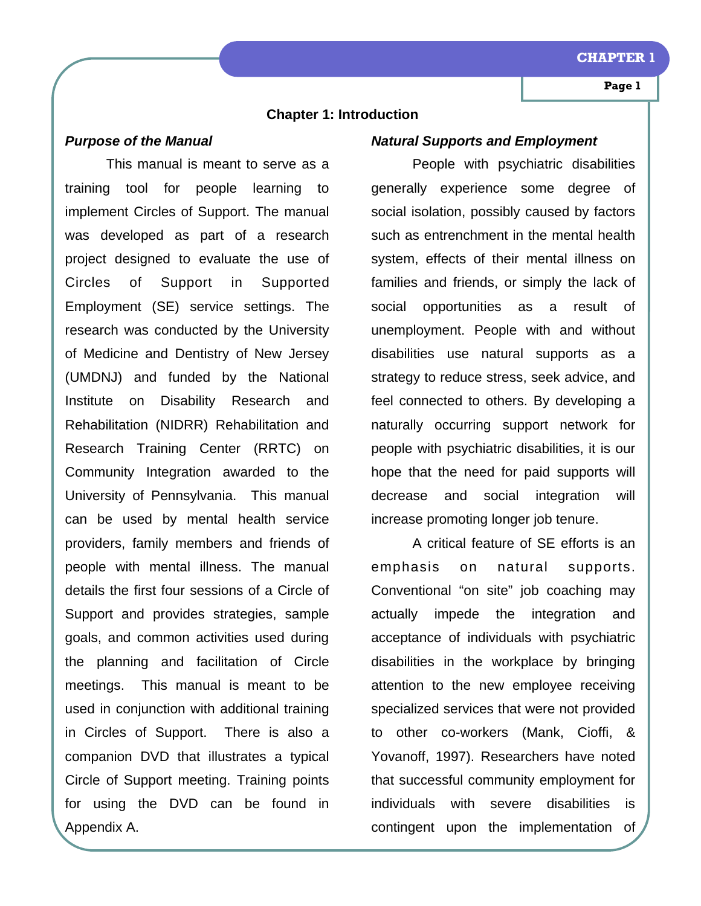# Chapter 1: Introduction

### *Purpose of the Manual*

This manual is meant to serve as a training tool for people learning to implement Circles of Support. The manual was developed as part of a research project designed to evaluate the use of Circles of Support in Supported Employment (SE) service settings. The research was conducted by the University of Medicine and Dentistry of New Jersey (UMDNJ) and funded by the National Institute on Disability Research and Rehabilitation (NIDRR) Rehabilitation and Research Training Center (RRTC) on Community Integration awarded to the University of Pennsylvania. This manual can be used by mental health service providers, family members and friends of people with mental illness. The manual details the first four sessions of a Circle of Support and provides strategies, sample goals, and common activities used during the planning and facilitation of Circle meetings. This manual is meant to be used in conjunction with additional training in Circles of Support. There is also a companion DVD that illustrates a typical Circle of Support meeting. Training points for using the DVD can be found in Appendix A.

### *Natural Supports and Employment*

People with psychiatric disabilities generally experience some degree of social isolation, possibly caused by factors such as entrenchment in the mental health system, effects of their mental illness on families and friends, or simply the lack of social opportunities as a result of unemployment. People with and without disabilities use natural supports as a strategy to reduce stress, seek advice, and feel connected to others. By developing a naturally occurring support network for people with psychiatric disabilities, it is our hope that the need for paid supports will decrease and social integration will increase promoting longer job tenure.

A critical feature of SE efforts is an emphasis on natural supports. Conventional “on site” job coaching may actually impede the integration and acceptance of individuals with psychiatric disabilities in the workplace by bringing attention to the new employee receiving specialized services that were not provided to other co-workers (Mank, Cioffi, & Yovanoff, 1997). Researchers have noted that successful community employment for individuals with severe disabilities is contingent upon the implementation of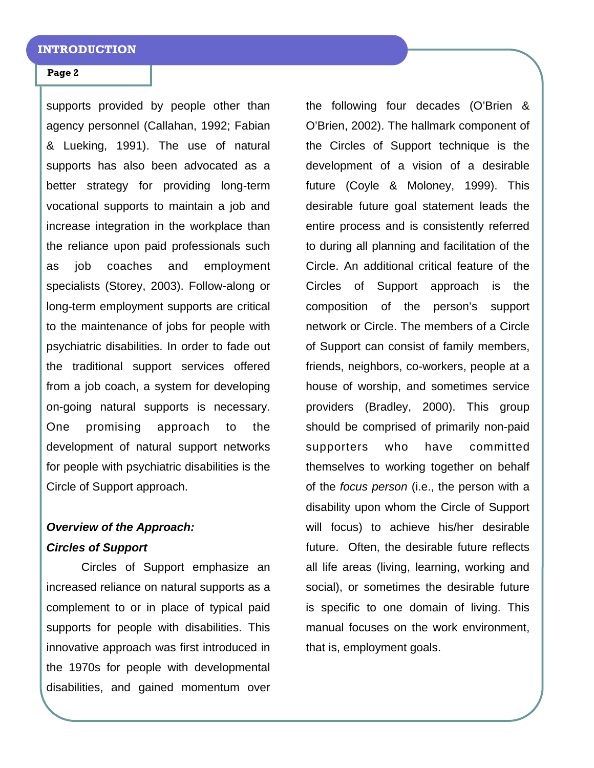supports provided by people other than agency personnel (Callahan, 1992; Fabian & Lueking, 1991). The use of natural supports has also been advocated as a better strategy for providing long-term vocational supports to maintain a job and increase integration in the workplace than the reliance upon paid professionals such as job coaches and employment specialists (Storey, 2003). Follow-along or long-term employment supports are critical to the maintenance of jobs for people with psychiatric disabilities. In order to fade out the traditional support services offered from a job coach, a system for developing on-going natural supports is necessary. One promising approach to the development of natural support networks for people with psychiatric disabilities is the Circle of Support approach.

***Overview of the Approach: Circles of Support***

Circles of Support emphasize an increased reliance on natural supports as a complement to or in place of typical paid supports for people with disabilities. This innovative approach was first introduced in the 1970s for people with developmental disabilities, and gained momentum over the following four decades (O'Brien & O'Brien, 2002). The hallmark component of the Circles of Support technique is the development of a vision of a desirable future (Coyle & Moloney, 1999). This desirable future goal statement leads the entire process and is consistently referred to during all planning and facilitation of the Circle. An additional critical feature of the Circles of Support approach is the composition of the person's support network or Circle. The members of a Circle of Support can consist of family members, friends, neighbors, co-workers, people at a house of worship, and sometimes service providers (Bradley, 2000). This group should be comprised of primarily non-paid supporters who have committed themselves to working together on behalf of the *focus person* (i.e., the person with a disability upon whom the Circle of Support will focus) to achieve his/her desirable future. Often, the desirable future reflects all life areas (living, learning, working and social), or sometimes the desirable future is specific to one domain of living. This manual focuses on the work environment, that is, employment goals.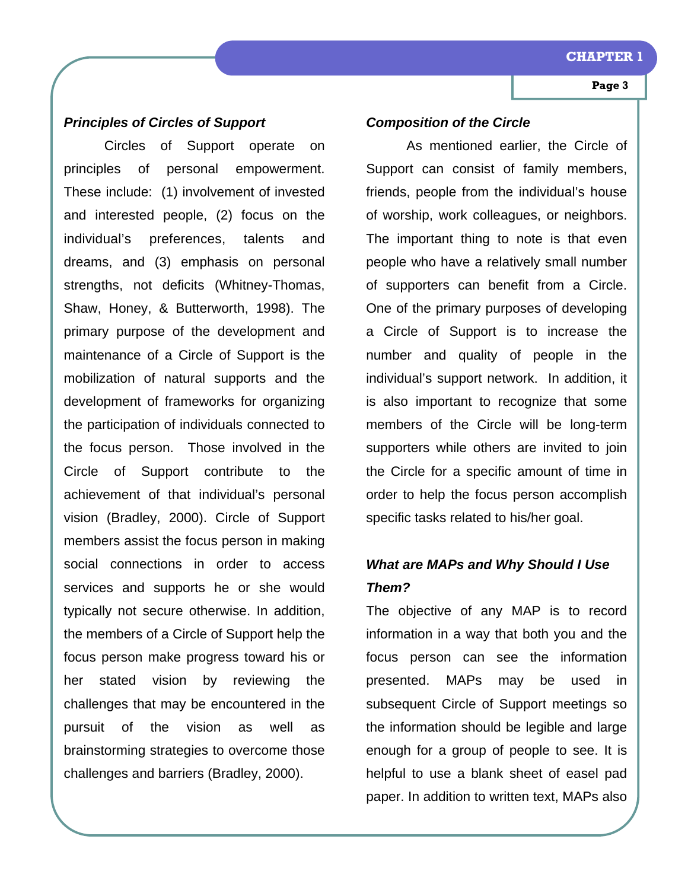***Principles of Circles of Support***

Circles of Support operate on principles of personal empowerment. These include: (1) involvement of invested and interested people, (2) focus on the individual's preferences, talents and dreams, and (3) emphasis on personal strengths, not deficits (Whitney-Thomas, Shaw, Honey, & Butterworth, 1998). The primary purpose of the development and maintenance of a Circle of Support is the mobilization of natural supports and the development of frameworks for organizing the participation of individuals connected to the focus person. Those involved in the Circle of Support contribute to the achievement of that individual's personal vision (Bradley, 2000). Circle of Support members assist the focus person in making social connections in order to access services and supports he or she would typically not secure otherwise. In addition, the members of a Circle of Support help the focus person make progress toward his or her stated vision by reviewing the challenges that may be encountered in the pursuit of the vision as well as brainstorming strategies to overcome those challenges and barriers (Bradley, 2000).

***Composition of the Circle***

As mentioned earlier, the Circle of Support can consist of family members, friends, people from the individual's house of worship, work colleagues, or neighbors. The important thing to note is that even people who have a relatively small number of supporters can benefit from a Circle. One of the primary purposes of developing a Circle of Support is to increase the number and quality of people in the individual's support network. In addition, it is also important to recognize that some members of the Circle will be long-term supporters while others are invited to join the Circle for a specific amount of time in order to help the focus person accomplish specific tasks related to his/her goal.

***What are MAPs and Why Should I Use Them?***

The objective of any MAP is to record information in a way that both you and the focus person can see the information presented. MAPs may be used in subsequent Circle of Support meetings so the information should be legible and large enough for a group of people to see. It is helpful to use a blank sheet of easel pad paper. In addition to written text, MAPs also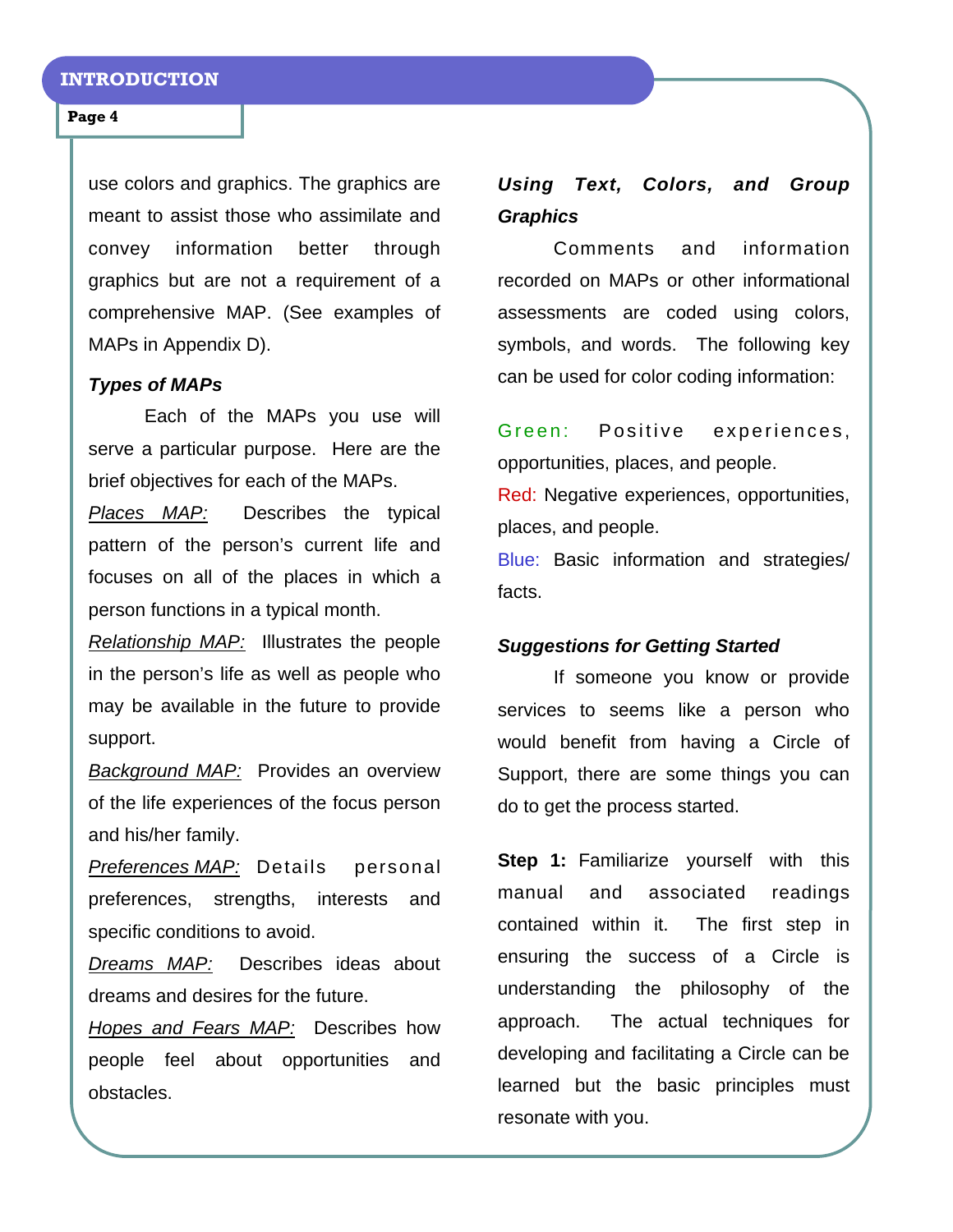use colors and graphics. The graphics are meant to assist those who assimilate and convey information better through graphics but are not a requirement of a comprehensive MAP. (See examples of MAPs in Appendix D).

### *Types of MAPs*

Each of the MAPs you use will serve a particular purpose. Here are the brief objectives for each of the MAPs.

*Places MAP:* Describes the typical pattern of the person's current life and focuses on all of the places in which a person functions in a typical month.

*Relationship MAP:* Illustrates the people in the person's life as well as people who may be available in the future to provide support.

*Background MAP:* Provides an overview of the life experiences of the focus person and his/her family.

*Preferences MAP:* Details personal preferences, strengths, interests and specific conditions to avoid.

*Dreams MAP:* Describes ideas about dreams and desires for the future.

*Hopes and Fears MAP:* Describes how people feel about opportunities and obstacles.

### *Using Text, Colors, and Group Graphics*

Comments and information recorded on MAPs or other informational assessments are coded using colors, symbols, and words. The following key can be used for color coding information:

Green: Positive experiences, opportunities, places, and people.

Red: Negative experiences, opportunities, places, and people.

Blue: Basic information and strategies/ facts.

### *Suggestions for Getting Started*

If someone you know or provide services to seems like a person who would benefit from having a Circle of Support, there are some things you can do to get the process started.

**Step 1:** Familiarize yourself with this manual and associated readings contained within it. The first step in ensuring the success of a Circle is understanding the philosophy of the approach. The actual techniques for developing and facilitating a Circle can be learned but the basic principles must resonate with you.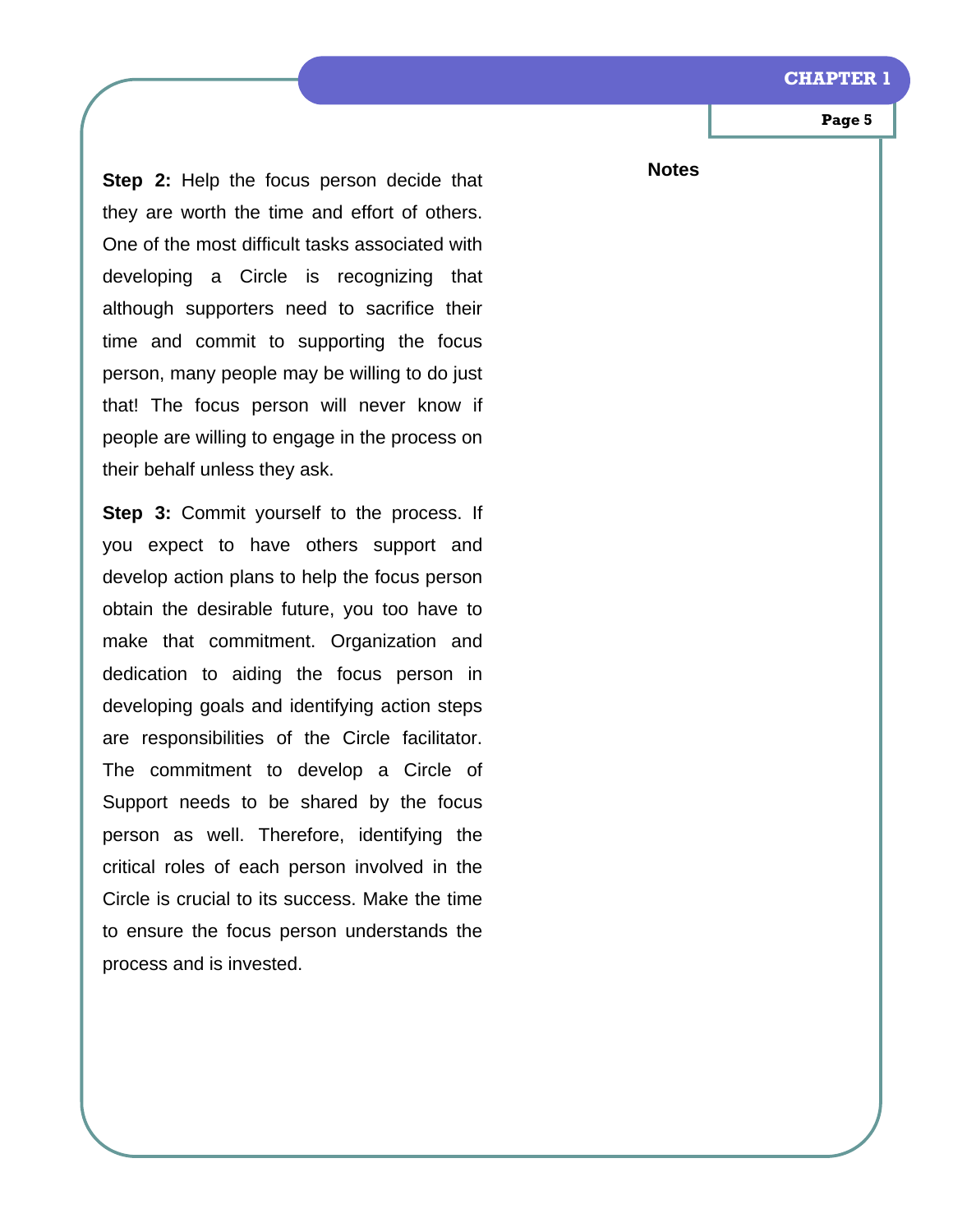**Step 2:** Help the focus person decide that they are worth the time and effort of others. One of the most difficult tasks associated with developing a Circle is recognizing that although supporters need to sacrifice their time and commit to supporting the focus person, many people may be willing to do just that! The focus person will never know if people are willing to engage in the process on their behalf unless they ask.

**Step 3:** Commit yourself to the process. If you expect to have others support and develop action plans to help the focus person obtain the desirable future, you too have to make that commitment. Organization and dedication to aiding the focus person in developing goals and identifying action steps are responsibilities of the Circle facilitator. The commitment to develop a Circle of Support needs to be shared by the focus person as well. Therefore, identifying the critical roles of each person involved in the Circle is crucial to its success. Make the time to ensure the focus person understands the process and is invested.

**Notes**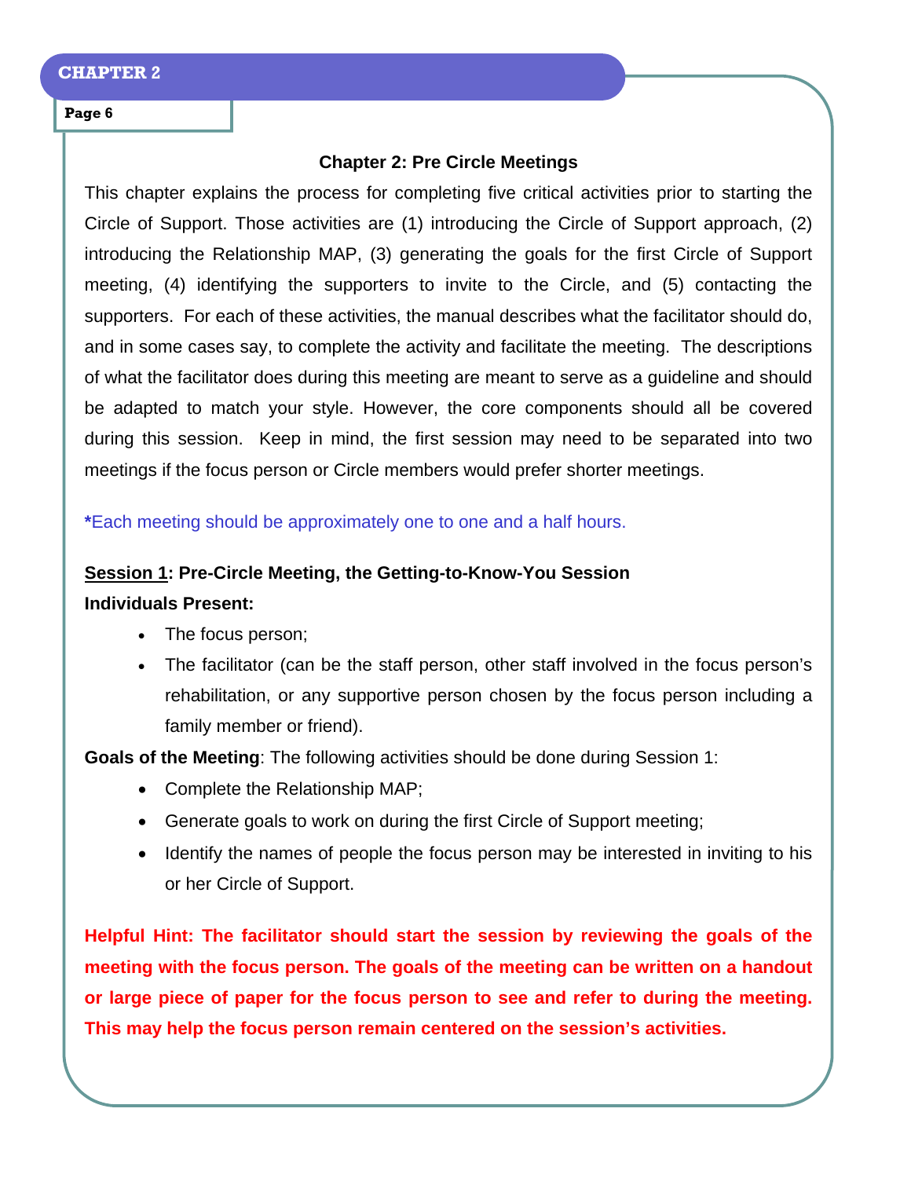## Chapter 2: Pre Circle Meetings

This chapter explains the process for completing five critical activities prior to starting the Circle of Support. Those activities are (1) introducing the Circle of Support approach, (2) introducing the Relationship MAP, (3) generating the goals for the first Circle of Support meeting, (4) identifying the supporters to invite to the Circle, and (5) contacting the supporters. For each of these activities, the manual describes what the facilitator should do, and in some cases say, to complete the activity and facilitate the meeting. The descriptions of what the facilitator does during this meeting are meant to serve as a guideline and should be adapted to match your style. However, the core components should all be covered during this session. Keep in mind, the first session may need to be separated into two meetings if the focus person or Circle members would prefer shorter meetings.

***Each meeting should be approximately one to one and a half hours.**

**Session 1: Pre-Circle Meeting, the Getting-to-Know-You Session**

**Individuals Present:**

- The focus person;
- The facilitator (can be the staff person, other staff involved in the focus person's rehabilitation, or any supportive person chosen by the focus person including a family member or friend).

**Goals of the Meeting**: The following activities should be done during Session 1:

- Complete the Relationship MAP;
- Generate goals to work on during the first Circle of Support meeting;
- Identify the names of people the focus person may be interested in inviting to his or her Circle of Support.

**Helpful Hint: The facilitator should start the session by reviewing the goals of the meeting with the focus person. The goals of the meeting can be written on a handout or large piece of paper for the focus person to see and refer to during the meeting. This may help the focus person remain centered on the session's activities.**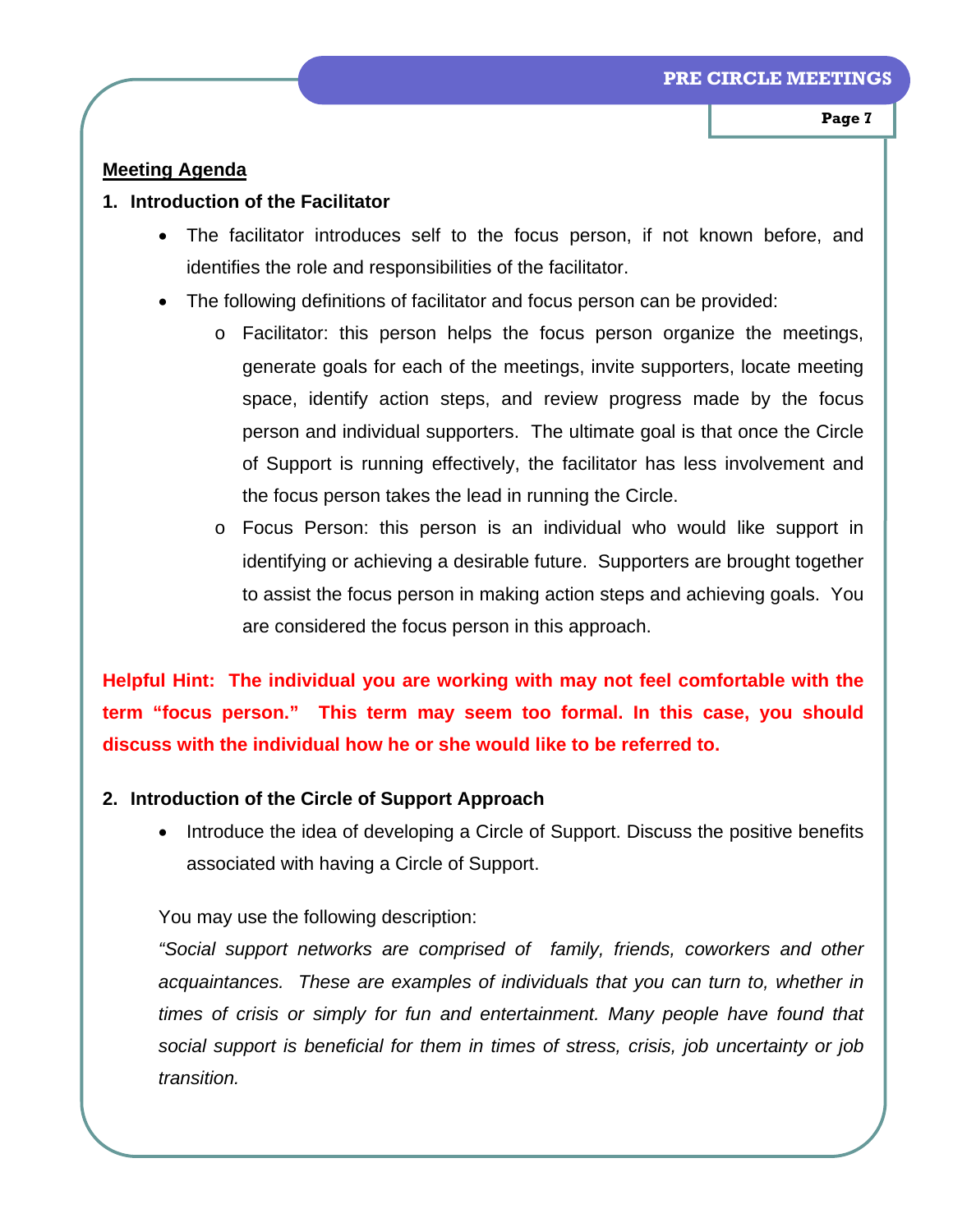## Meeting Agenda

### 1. Introduction of the Facilitator

- The facilitator introduces self to the focus person, if not known before, and identifies the role and responsibilities of the facilitator.
- The following definitions of facilitator and focus person can be provided:
  - Facilitator: this person helps the focus person organize the meetings, generate goals for each of the meetings, invite supporters, locate meeting space, identify action steps, and review progress made by the focus person and individual supporters. The ultimate goal is that once the Circle of Support is running effectively, the facilitator has less involvement and the focus person takes the lead in running the Circle.
  - Focus Person: this person is an individual who would like support in identifying or achieving a desirable future. Supporters are brought together to assist the focus person in making action steps and achieving goals. You are considered the focus person in this approach.

**Helpful Hint: The individual you are working with may not feel comfortable with the term "focus person." This term may seem too formal. In this case, you should discuss with the individual how he or she would like to be referred to.**

### 2. Introduction of the Circle of Support Approach

- Introduce the idea of developing a Circle of Support. Discuss the positive benefits associated with having a Circle of Support.

You may use the following description:

*"Social support networks are comprised of family, friends, coworkers and other acquaintances. These are examples of individuals that you can turn to, whether in times of crisis or simply for fun and entertainment. Many people have found that social support is beneficial for them in times of stress, crisis, job uncertainty or job transition.*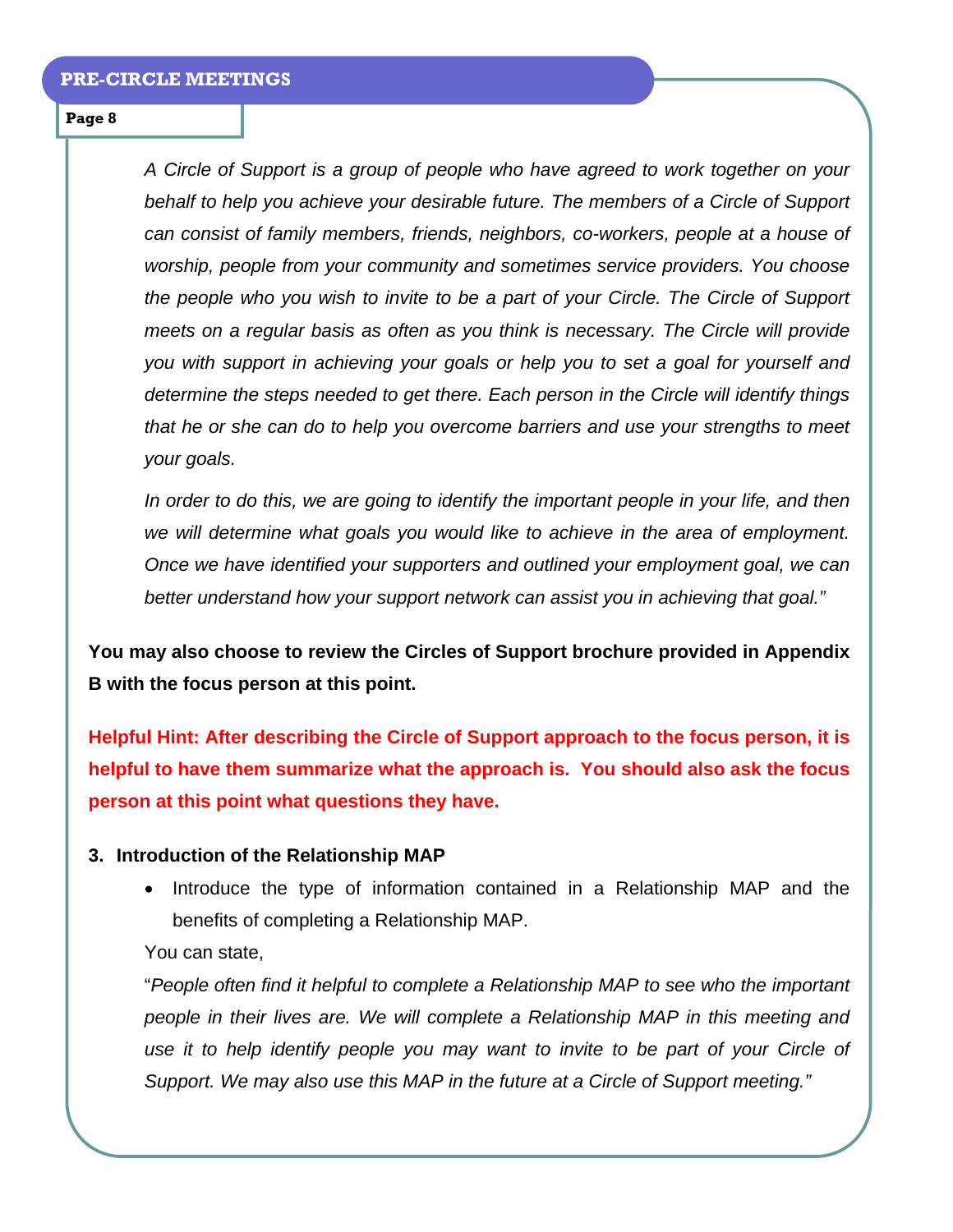*A Circle of Support is a group of people who have agreed to work together on your behalf to help you achieve your desirable future. The members of a Circle of Support can consist of family members, friends, neighbors, co-workers, people at a house of worship, people from your community and sometimes service providers. You choose the people who you wish to invite to be a part of your Circle. The Circle of Support meets on a regular basis as often as you think is necessary. The Circle will provide you with support in achieving your goals or help you to set a goal for yourself and determine the steps needed to get there. Each person in the Circle will identify things that he or she can do to help you overcome barriers and use your strengths to meet your goals.*

*In order to do this, we are going to identify the important people in your life, and then we will determine what goals you would like to achieve in the area of employment. Once we have identified your supporters and outlined your employment goal, we can better understand how your support network can assist you in achieving that goal."*

**You may also choose to review the Circles of Support brochure provided in Appendix B with the focus person at this point.**

**Helpful Hint: After describing the Circle of Support approach to the focus person, it is helpful to have them summarize what the approach is. You should also ask the focus person at this point what questions they have.**

**3. Introduction of the Relationship MAP**

- Introduce the type of information contained in a Relationship MAP and the benefits of completing a Relationship MAP.

You can state,

"*People often find it helpful to complete a Relationship MAP to see who the important people in their lives are. We will complete a Relationship MAP in this meeting and use it to help identify people you may want to invite to be part of your Circle of Support. We may also use this MAP in the future at a Circle of Support meeting."*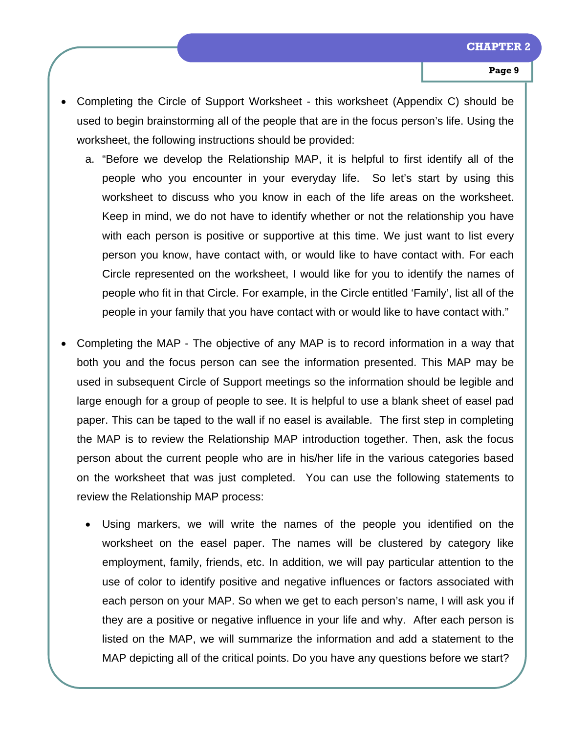- Completing the Circle of Support Worksheet - this worksheet (Appendix C) should be used to begin brainstorming all of the people that are in the focus person's life. Using the worksheet, the following instructions should be provided:
  a. "Before we develop the Relationship MAP, it is helpful to first identify all of the people who you encounter in your everyday life. So let's start by using this worksheet to discuss who you know in each of the life areas on the worksheet. Keep in mind, we do not have to identify whether or not the relationship you have with each person is positive or supportive at this time. We just want to list every person you know, have contact with, or would like to have contact with. For each Circle represented on the worksheet, I would like for you to identify the names of people who fit in that Circle. For example, in the Circle entitled 'Family', list all of the people in your family that you have contact with or would like to have contact with."

- Completing the MAP - The objective of any MAP is to record information in a way that both you and the focus person can see the information presented. This MAP may be used in subsequent Circle of Support meetings so the information should be legible and large enough for a group of people to see. It is helpful to use a blank sheet of easel pad paper. This can be taped to the wall if no easel is available. The first step in completing the MAP is to review the Relationship MAP introduction together. Then, ask the focus person about the current people who are in his/her life in the various categories based on the worksheet that was just completed. You can use the following statements to review the Relationship MAP process:

  - Using markers, we will write the names of the people you identified on the worksheet on the easel paper. The names will be clustered by category like employment, family, friends, etc. In addition, we will pay particular attention to the use of color to identify positive and negative influences or factors associated with each person on your MAP. So when we get to each person's name, I will ask you if they are a positive or negative influence in your life and why. After each person is listed on the MAP, we will summarize the information and add a statement to the MAP depicting all of the critical points. Do you have any questions before we start?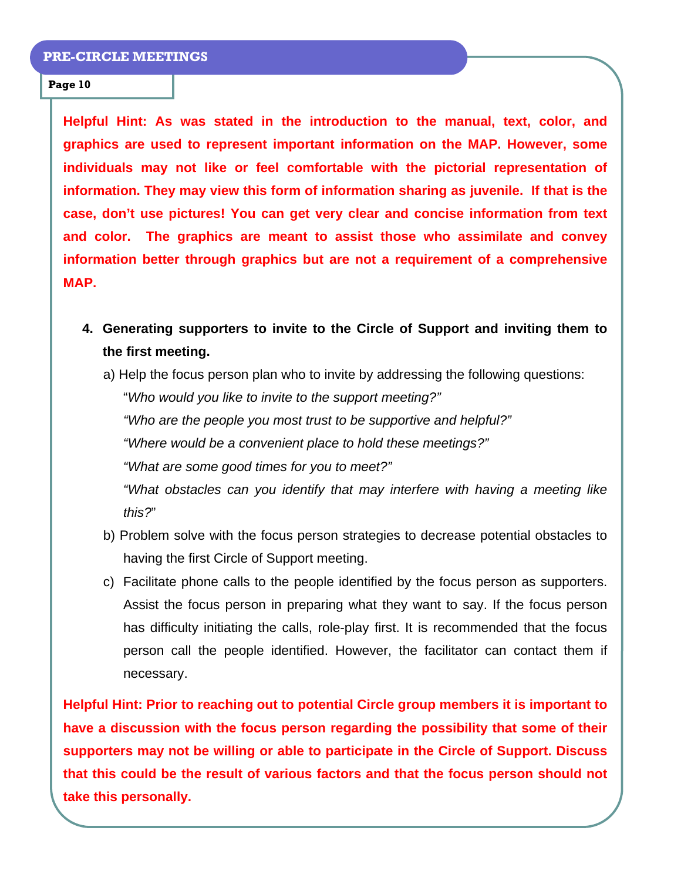**Helpful Hint: As was stated in the introduction to the manual, text, color, and graphics are used to represent important information on the MAP. However, some individuals may not like or feel comfortable with the pictorial representation of information. They may view this form of information sharing as juvenile. If that is the case, don't use pictures! You can get very clear and concise information from text and color. The graphics are meant to assist those who assimilate and convey information better through graphics but are not a requirement of a comprehensive MAP.**

4. **Generating supporters to invite to the Circle of Support and inviting them to the first meeting.**

   a) Help the focus person plan who to invite by addressing the following questions:

      "*Who would you like to invite to the support meeting?"*

      *"Who are the people you most trust to be supportive and helpful?"*

      *"Where would be a convenient place to hold these meetings?"*

      *"What are some good times for you to meet?"*

      *"What obstacles can you identify that may interfere with having a meeting like this?*"

   b) Problem solve with the focus person strategies to decrease potential obstacles to having the first Circle of Support meeting.

   c) Facilitate phone calls to the people identified by the focus person as supporters. Assist the focus person in preparing what they want to say. If the focus person has difficulty initiating the calls, role-play first. It is recommended that the focus person call the people identified. However, the facilitator can contact them if necessary.

**Helpful Hint: Prior to reaching out to potential Circle group members it is important to have a discussion with the focus person regarding the possibility that some of their supporters may not be willing or able to participate in the Circle of Support. Discuss that this could be the result of various factors and that the focus person should not take this personally.**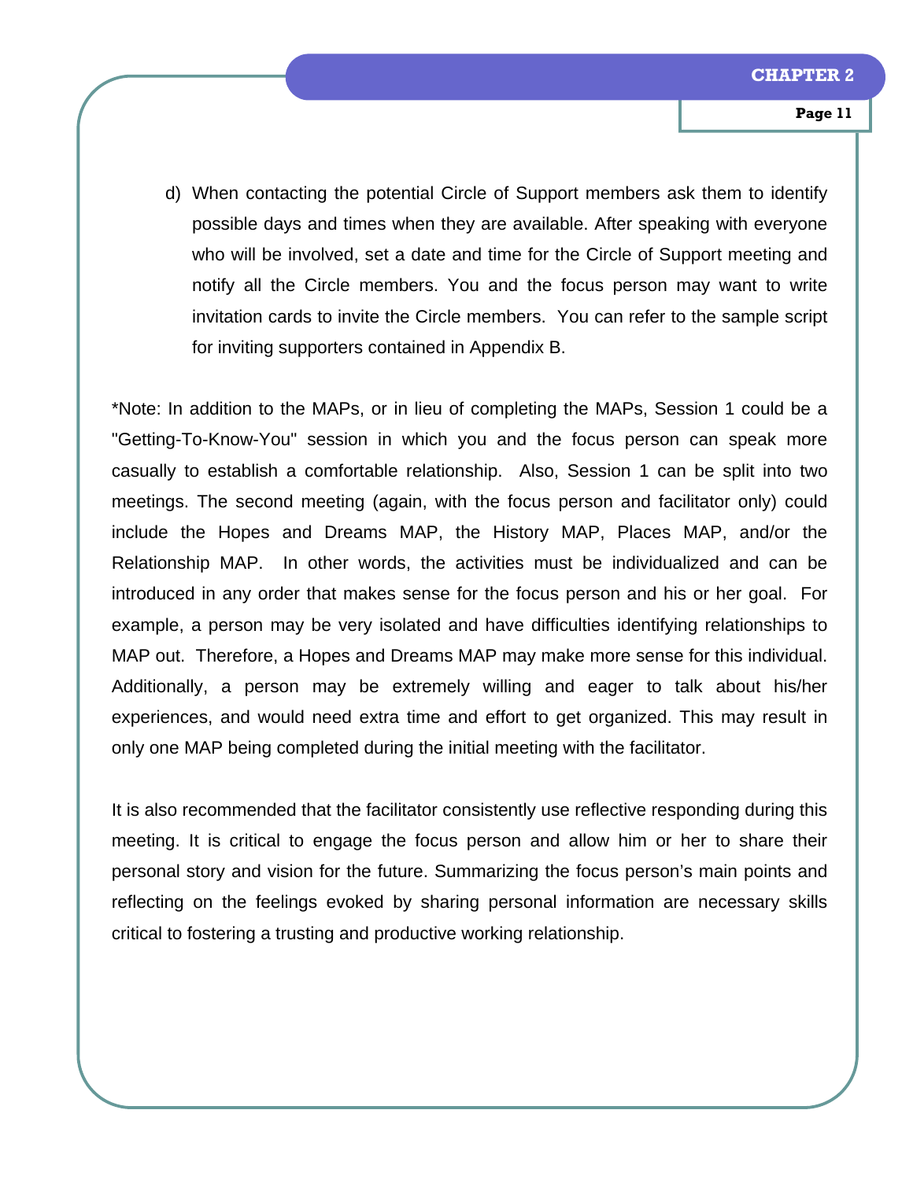d) When contacting the potential Circle of Support members ask them to identify possible days and times when they are available. After speaking with everyone who will be involved, set a date and time for the Circle of Support meeting and notify all the Circle members. You and the focus person may want to write invitation cards to invite the Circle members. You can refer to the sample script for inviting supporters contained in Appendix B.

*Note: In addition to the MAPs, or in lieu of completing the MAPs, Session 1 could be a "Getting-To-Know-You" session in which you and the focus person can speak more casually to establish a comfortable relationship. Also, Session 1 can be split into two meetings. The second meeting (again, with the focus person and facilitator only) could include the Hopes and Dreams MAP, the History MAP, Places MAP, and/or the Relationship MAP. In other words, the activities must be individualized and can be introduced in any order that makes sense for the focus person and his or her goal. For example, a person may be very isolated and have difficulties identifying relationships to MAP out. Therefore, a Hopes and Dreams MAP may make more sense for this individual. Additionally, a person may be extremely willing and eager to talk about his/her experiences, and would need extra time and effort to get organized. This may result in only one MAP being completed during the initial meeting with the facilitator.

It is also recommended that the facilitator consistently use reflective responding during this meeting. It is critical to engage the focus person and allow him or her to share their personal story and vision for the future. Summarizing the focus person's main points and reflecting on the feelings evoked by sharing personal information are necessary skills critical to fostering a trusting and productive working relationship.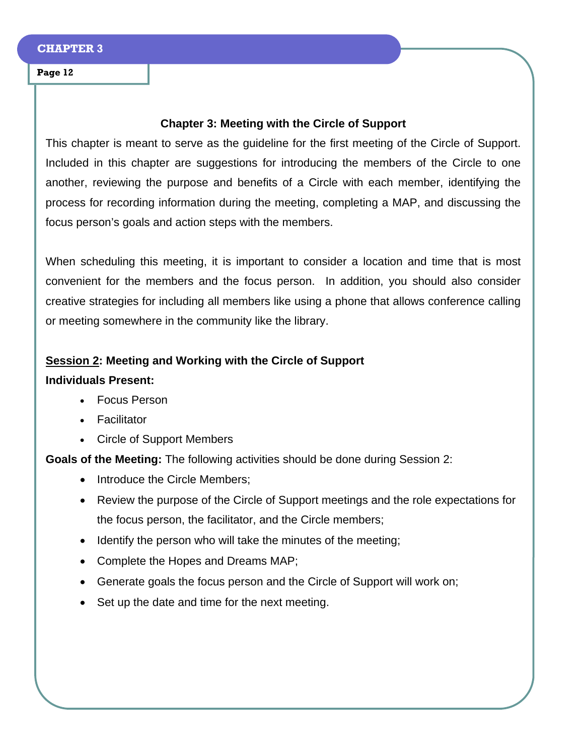## Chapter 3: Meeting with the Circle of Support

This chapter is meant to serve as the guideline for the first meeting of the Circle of Support. Included in this chapter are suggestions for introducing the members of the Circle to one another, reviewing the purpose and benefits of a Circle with each member, identifying the process for recording information during the meeting, completing a MAP, and discussing the focus person's goals and action steps with the members.

When scheduling this meeting, it is important to consider a location and time that is most convenient for the members and the focus person. In addition, you should also consider creative strategies for including all members like using a phone that allows conference calling or meeting somewhere in the community like the library.

**Session 2: Meeting and Working with the Circle of Support**

**Individuals Present:**

- Focus Person
- Facilitator
- Circle of Support Members

**Goals of the Meeting:** The following activities should be done during Session 2:

- Introduce the Circle Members;
- Review the purpose of the Circle of Support meetings and the role expectations for the focus person, the facilitator, and the Circle members;
- Identify the person who will take the minutes of the meeting;
- Complete the Hopes and Dreams MAP;
- Generate goals the focus person and the Circle of Support will work on;
- Set up the date and time for the next meeting.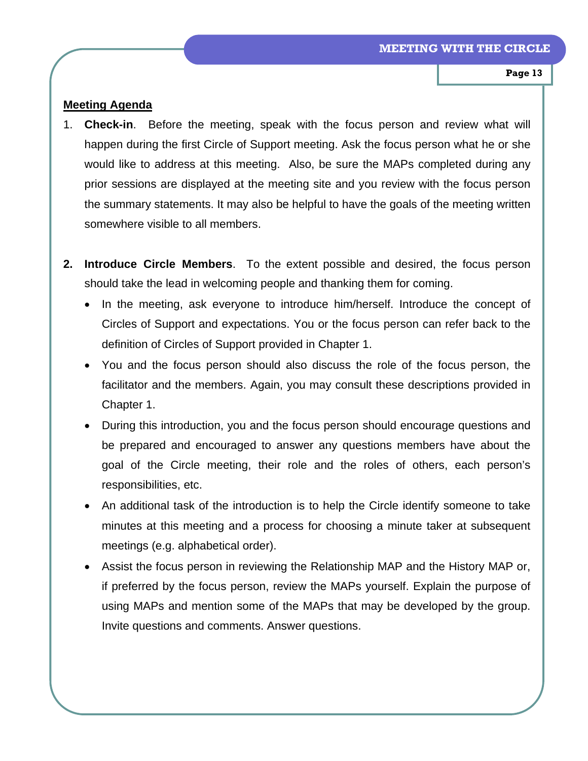**Meeting Agenda**

1. **Check-in**. Before the meeting, speak with the focus person and review what will happen during the first Circle of Support meeting. Ask the focus person what he or she would like to address at this meeting. Also, be sure the MAPs completed during any prior sessions are displayed at the meeting site and you review with the focus person the summary statements. It may also be helpful to have the goals of the meeting written somewhere visible to all members.

2. **Introduce Circle Members**. To the extent possible and desired, the focus person should take the lead in welcoming people and thanking them for coming.
   - In the meeting, ask everyone to introduce him/herself. Introduce the concept of Circles of Support and expectations. You or the focus person can refer back to the definition of Circles of Support provided in Chapter 1.
   - You and the focus person should also discuss the role of the focus person, the facilitator and the members. Again, you may consult these descriptions provided in Chapter 1.
   - During this introduction, you and the focus person should encourage questions and be prepared and encouraged to answer any questions members have about the goal of the Circle meeting, their role and the roles of others, each person's responsibilities, etc.
   - An additional task of the introduction is to help the Circle identify someone to take minutes at this meeting and a process for choosing a minute taker at subsequent meetings (e.g. alphabetical order).
   - Assist the focus person in reviewing the Relationship MAP and the History MAP or, if preferred by the focus person, review the MAPs yourself. Explain the purpose of using MAPs and mention some of the MAPs that may be developed by the group. Invite questions and comments. Answer questions.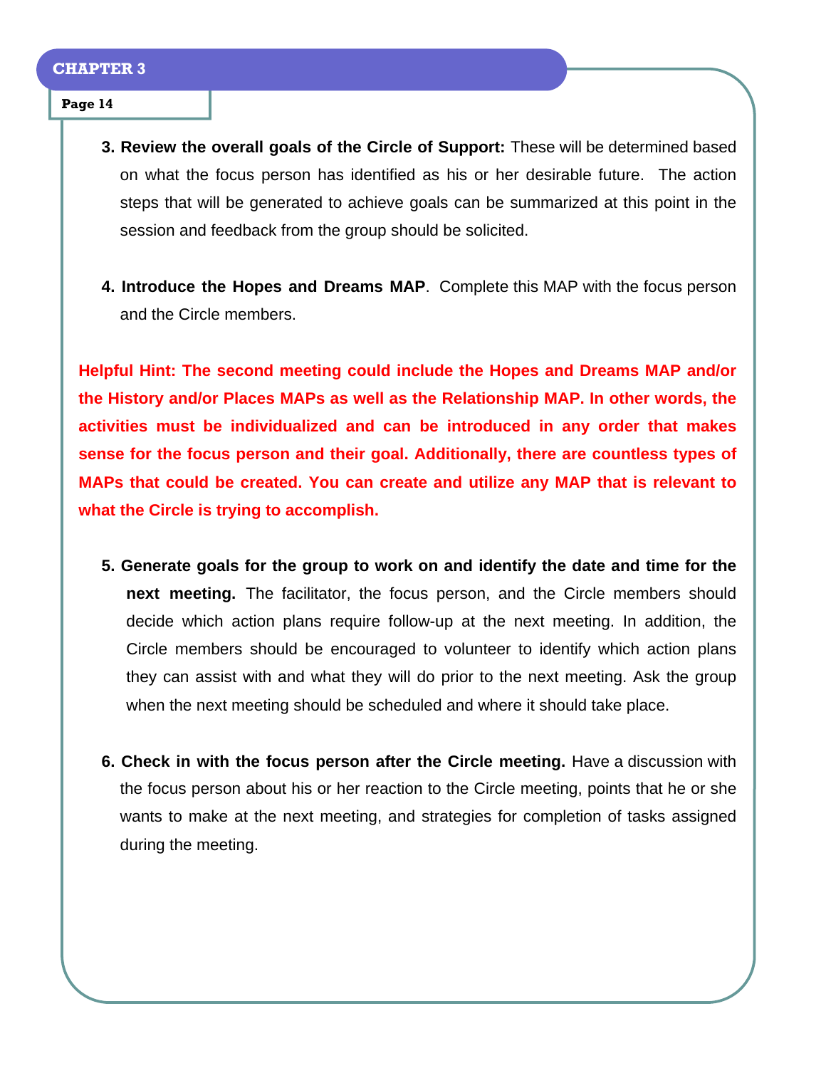3. **Review the overall goals of the Circle of Support:** These will be determined based on what the focus person has identified as his or her desirable future. The action steps that will be generated to achieve goals can be summarized at this point in the session and feedback from the group should be solicited.

4. **Introduce the Hopes and Dreams MAP**. Complete this MAP with the focus person and the Circle members.

**Helpful Hint: The second meeting could include the Hopes and Dreams MAP and/or the History and/or Places MAPs as well as the Relationship MAP. In other words, the activities must be individualized and can be introduced in any order that makes sense for the focus person and their goal. Additionally, there are countless types of MAPs that could be created. You can create and utilize any MAP that is relevant to what the Circle is trying to accomplish.**

5. **Generate goals for the group to work on and identify the date and time for the next meeting.** The facilitator, the focus person, and the Circle members should decide which action plans require follow-up at the next meeting. In addition, the Circle members should be encouraged to volunteer to identify which action plans they can assist with and what they will do prior to the next meeting. Ask the group when the next meeting should be scheduled and where it should take place.

6. **Check in with the focus person after the Circle meeting.** Have a discussion with the focus person about his or her reaction to the Circle meeting, points that he or she wants to make at the next meeting, and strategies for completion of tasks assigned during the meeting.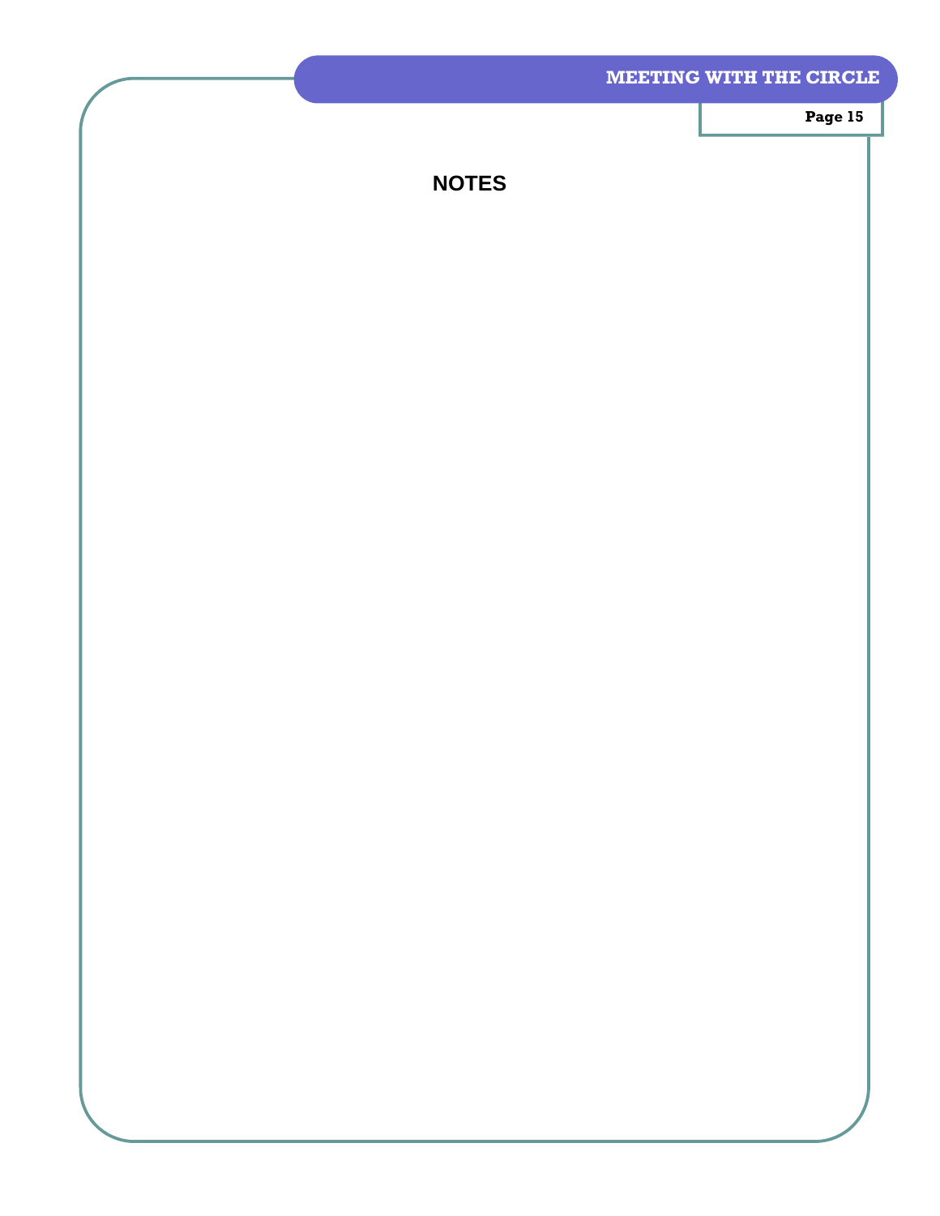## NOTES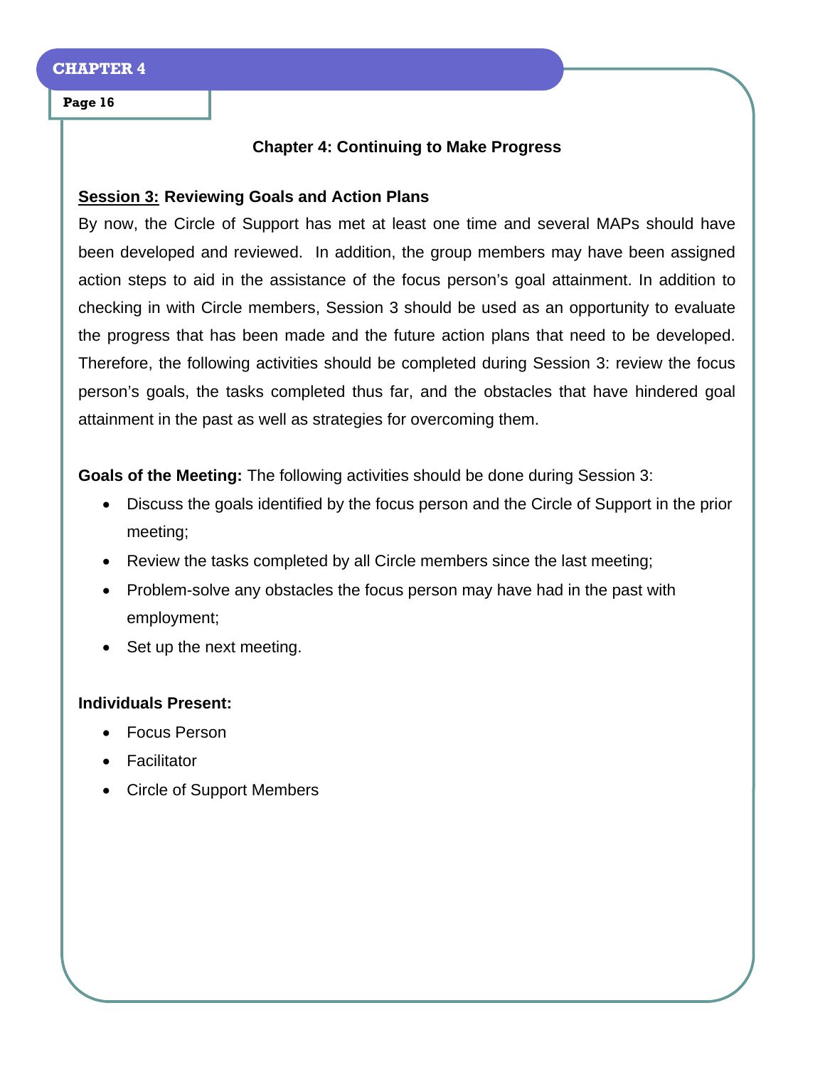## Chapter 4: Continuing to Make Progress

**<u>Session 3:</u> Reviewing Goals and Action Plans**

By now, the Circle of Support has met at least one time and several MAPs should have been developed and reviewed. In addition, the group members may have been assigned action steps to aid in the assistance of the focus person's goal attainment. In addition to checking in with Circle members, Session 3 should be used as an opportunity to evaluate the progress that has been made and the future action plans that need to be developed. Therefore, the following activities should be completed during Session 3: review the focus person's goals, the tasks completed thus far, and the obstacles that have hindered goal attainment in the past as well as strategies for overcoming them.

**Goals of the Meeting:** The following activities should be done during Session 3:

- Discuss the goals identified by the focus person and the Circle of Support in the prior meeting;
- Review the tasks completed by all Circle members since the last meeting;
- Problem-solve any obstacles the focus person may have had in the past with employment;
- Set up the next meeting.

**Individuals Present:**

- Focus Person
- Facilitator
- Circle of Support Members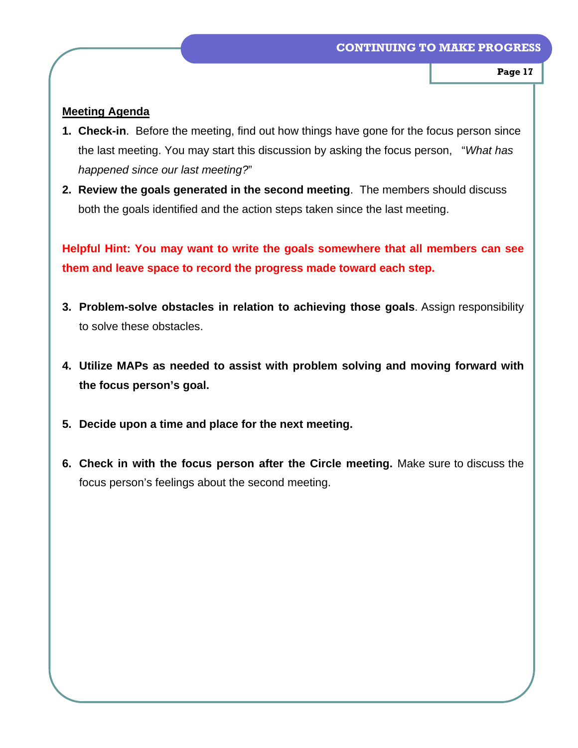**Meeting Agenda**

1. **Check-in**. Before the meeting, find out how things have gone for the focus person since the last meeting. You may start this discussion by asking the focus person, "*What has happened since our last meeting?*"
2. **Review the goals generated in the second meeting**. The members should discuss both the goals identified and the action steps taken since the last meeting.

**Helpful Hint: You may want to write the goals somewhere that all members can see them and leave space to record the progress made toward each step.**

3. **Problem-solve obstacles in relation to achieving those goals**. Assign responsibility to solve these obstacles.

4. **Utilize MAPs as needed to assist with problem solving and moving forward with the focus person's goal.**

5. **Decide upon a time and place for the next meeting.**

6. **Check in with the focus person after the Circle meeting.** Make sure to discuss the focus person's feelings about the second meeting.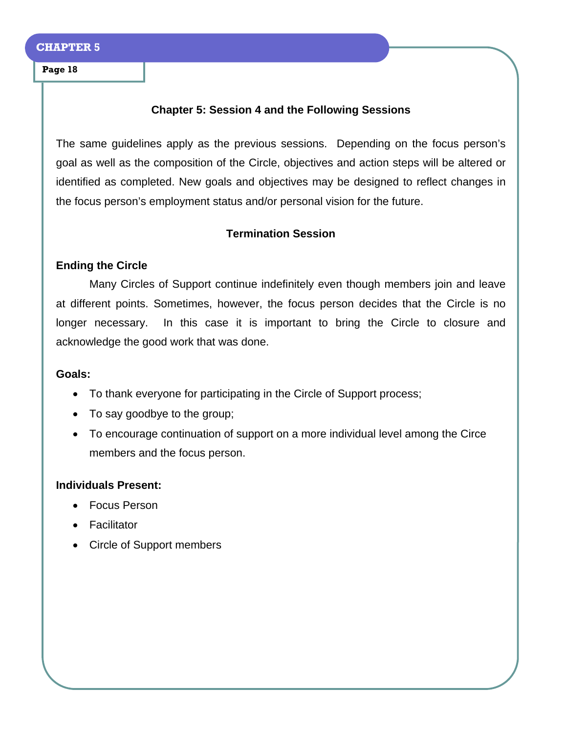## Chapter 5: Session 4 and the Following Sessions

The same guidelines apply as the previous sessions. Depending on the focus person's goal as well as the composition of the Circle, objectives and action steps will be altered or identified as completed. New goals and objectives may be designed to reflect changes in the focus person's employment status and/or personal vision for the future.

### Termination Session

**Ending the Circle**

Many Circles of Support continue indefinitely even though members join and leave at different points. Sometimes, however, the focus person decides that the Circle is no longer necessary. In this case it is important to bring the Circle to closure and acknowledge the good work that was done.

**Goals:**

- To thank everyone for participating in the Circle of Support process;
- To say goodbye to the group;
- To encourage continuation of support on a more individual level among the Circe members and the focus person.

**Individuals Present:**

- Focus Person
- Facilitator
- Circle of Support members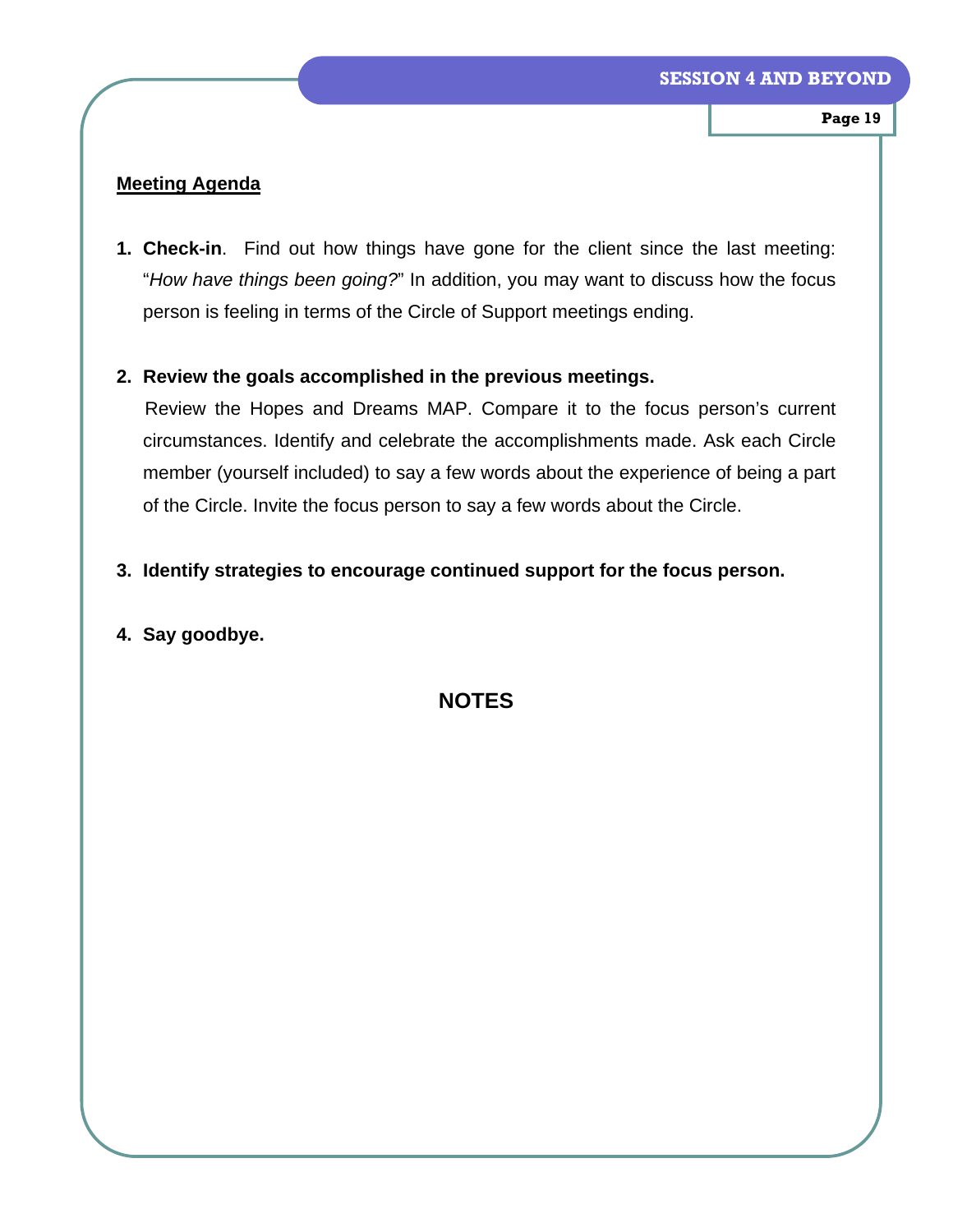**Meeting Agenda**

1. **Check-in**. Find out how things have gone for the client since the last meeting: "*How have things been going?*" In addition, you may want to discuss how the focus person is feeling in terms of the Circle of Support meetings ending.

2. **Review the goals accomplished in the previous meetings.**
   Review the Hopes and Dreams MAP. Compare it to the focus person's current circumstances. Identify and celebrate the accomplishments made. Ask each Circle member (yourself included) to say a few words about the experience of being a part of the Circle. Invite the focus person to say a few words about the Circle.

3. **Identify strategies to encourage continued support for the focus person.**

4. **Say goodbye.**

## NOTES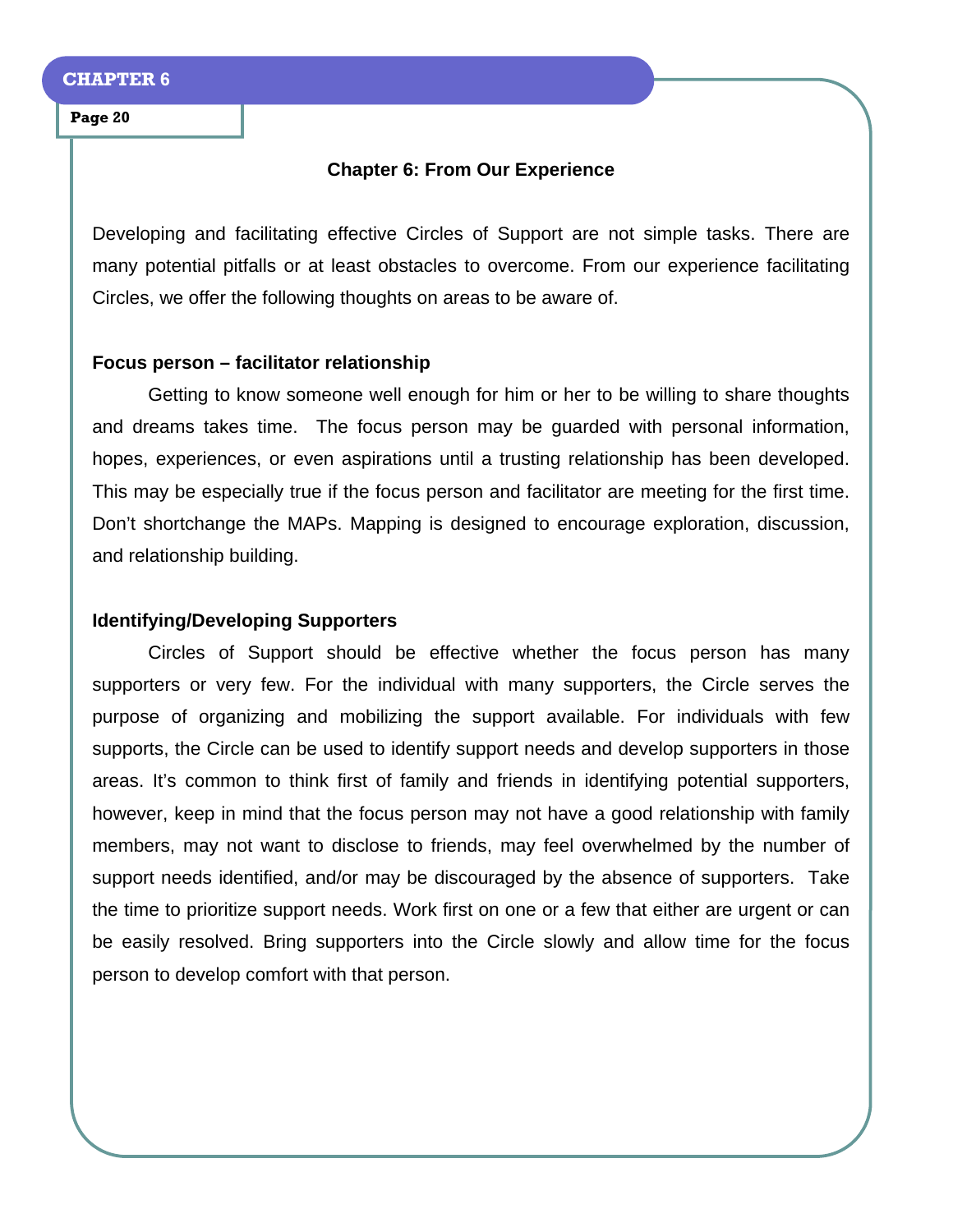# Chapter 6: From Our Experience

Developing and facilitating effective Circles of Support are not simple tasks. There are many potential pitfalls or at least obstacles to overcome. From our experience facilitating Circles, we offer the following thoughts on areas to be aware of.

**Focus person – facilitator relationship**

Getting to know someone well enough for him or her to be willing to share thoughts and dreams takes time. The focus person may be guarded with personal information, hopes, experiences, or even aspirations until a trusting relationship has been developed. This may be especially true if the focus person and facilitator are meeting for the first time. Don't shortchange the MAPs. Mapping is designed to encourage exploration, discussion, and relationship building.

**Identifying/Developing Supporters**

Circles of Support should be effective whether the focus person has many supporters or very few. For the individual with many supporters, the Circle serves the purpose of organizing and mobilizing the support available. For individuals with few supports, the Circle can be used to identify support needs and develop supporters in those areas. It's common to think first of family and friends in identifying potential supporters, however, keep in mind that the focus person may not have a good relationship with family members, may not want to disclose to friends, may feel overwhelmed by the number of support needs identified, and/or may be discouraged by the absence of supporters. Take the time to prioritize support needs. Work first on one or a few that either are urgent or can be easily resolved. Bring supporters into the Circle slowly and allow time for the focus person to develop comfort with that person.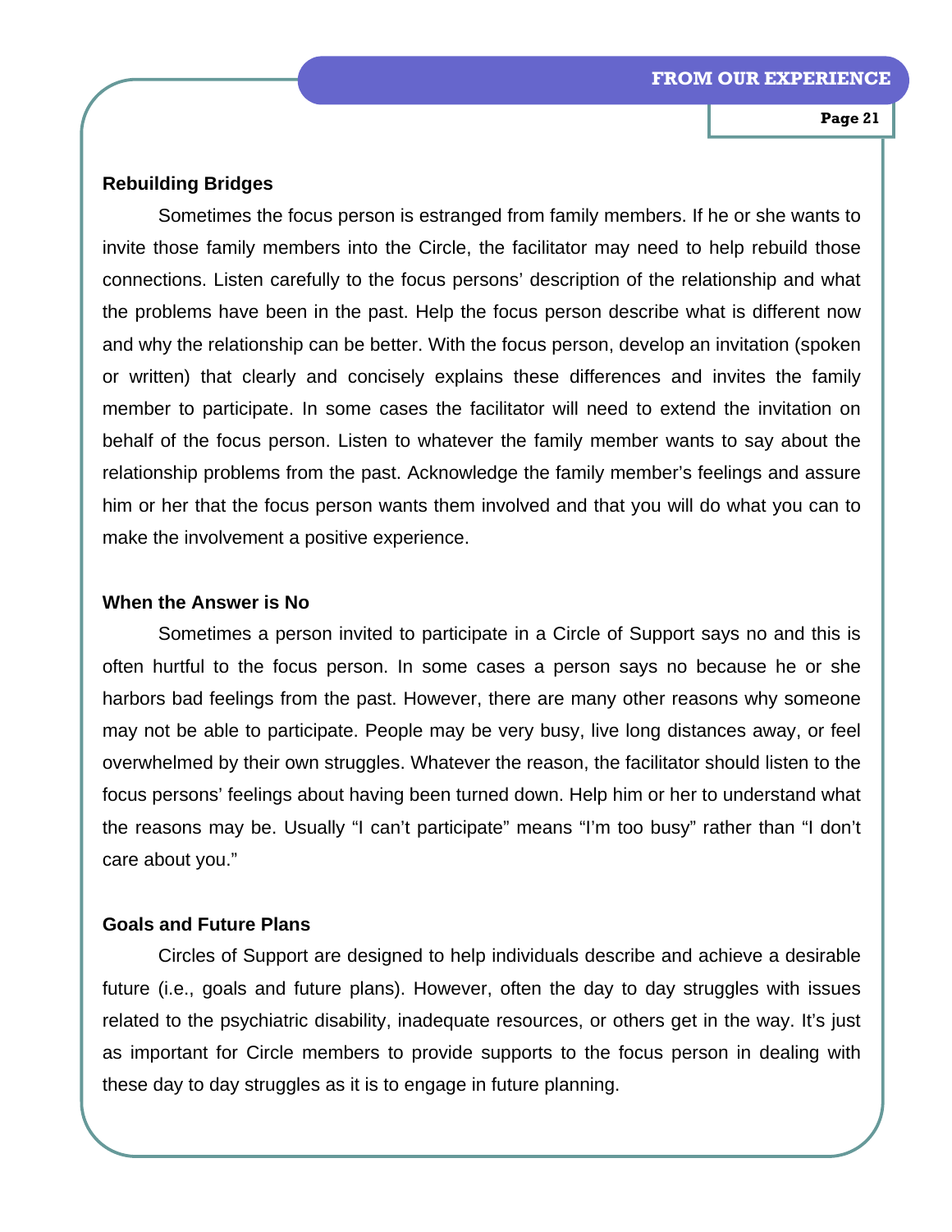### Rebuilding Bridges

Sometimes the focus person is estranged from family members. If he or she wants to invite those family members into the Circle, the facilitator may need to help rebuild those connections. Listen carefully to the focus persons' description of the relationship and what the problems have been in the past. Help the focus person describe what is different now and why the relationship can be better. With the focus person, develop an invitation (spoken or written) that clearly and concisely explains these differences and invites the family member to participate. In some cases the facilitator will need to extend the invitation on behalf of the focus person. Listen to whatever the family member wants to say about the relationship problems from the past. Acknowledge the family member's feelings and assure him or her that the focus person wants them involved and that you will do what you can to make the involvement a positive experience.

### When the Answer is No

Sometimes a person invited to participate in a Circle of Support says no and this is often hurtful to the focus person. In some cases a person says no because he or she harbors bad feelings from the past. However, there are many other reasons why someone may not be able to participate. People may be very busy, live long distances away, or feel overwhelmed by their own struggles. Whatever the reason, the facilitator should listen to the focus persons' feelings about having been turned down. Help him or her to understand what the reasons may be. Usually "I can't participate" means "I'm too busy" rather than "I don't care about you."

### Goals and Future Plans

Circles of Support are designed to help individuals describe and achieve a desirable future (i.e., goals and future plans). However, often the day to day struggles with issues related to the psychiatric disability, inadequate resources, or others get in the way. It's just as important for Circle members to provide supports to the focus person in dealing with these day to day struggles as it is to engage in future planning.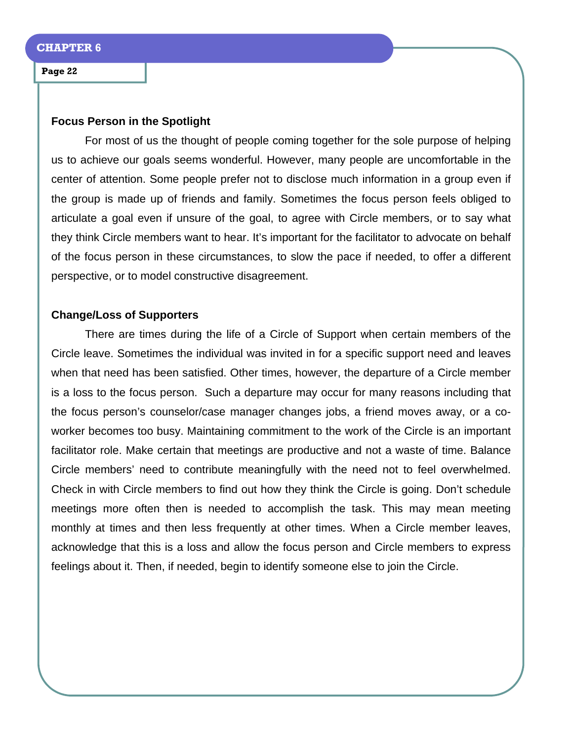### Focus Person in the Spotlight

For most of us the thought of people coming together for the sole purpose of helping us to achieve our goals seems wonderful. However, many people are uncomfortable in the center of attention. Some people prefer not to disclose much information in a group even if the group is made up of friends and family. Sometimes the focus person feels obliged to articulate a goal even if unsure of the goal, to agree with Circle members, or to say what they think Circle members want to hear. It's important for the facilitator to advocate on behalf of the focus person in these circumstances, to slow the pace if needed, to offer a different perspective, or to model constructive disagreement.

### Change/Loss of Supporters

There are times during the life of a Circle of Support when certain members of the Circle leave. Sometimes the individual was invited in for a specific support need and leaves when that need has been satisfied. Other times, however, the departure of a Circle member is a loss to the focus person. Such a departure may occur for many reasons including that the focus person's counselor/case manager changes jobs, a friend moves away, or a co-worker becomes too busy. Maintaining commitment to the work of the Circle is an important facilitator role. Make certain that meetings are productive and not a waste of time. Balance Circle members' need to contribute meaningfully with the need not to feel overwhelmed. Check in with Circle members to find out how they think the Circle is going. Don't schedule meetings more often then is needed to accomplish the task. This may mean meeting monthly at times and then less frequently at other times. When a Circle member leaves, acknowledge that this is a loss and allow the focus person and Circle members to express feelings about it. Then, if needed, begin to identify someone else to join the Circle.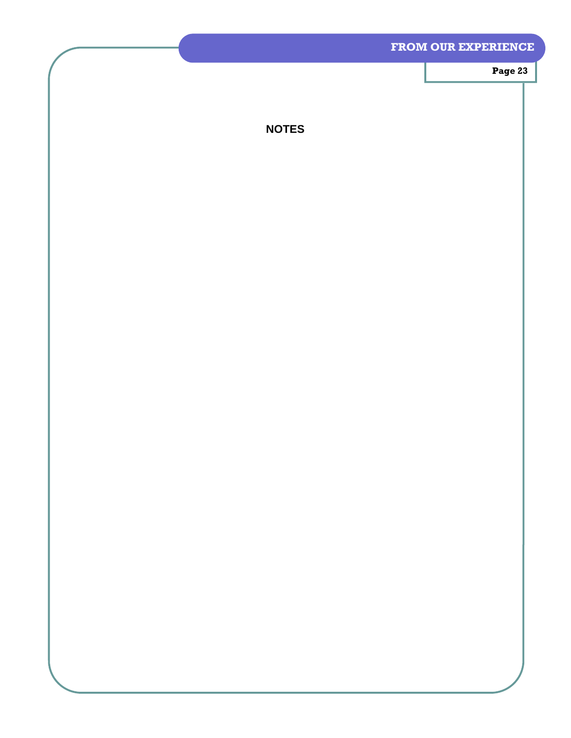## NOTES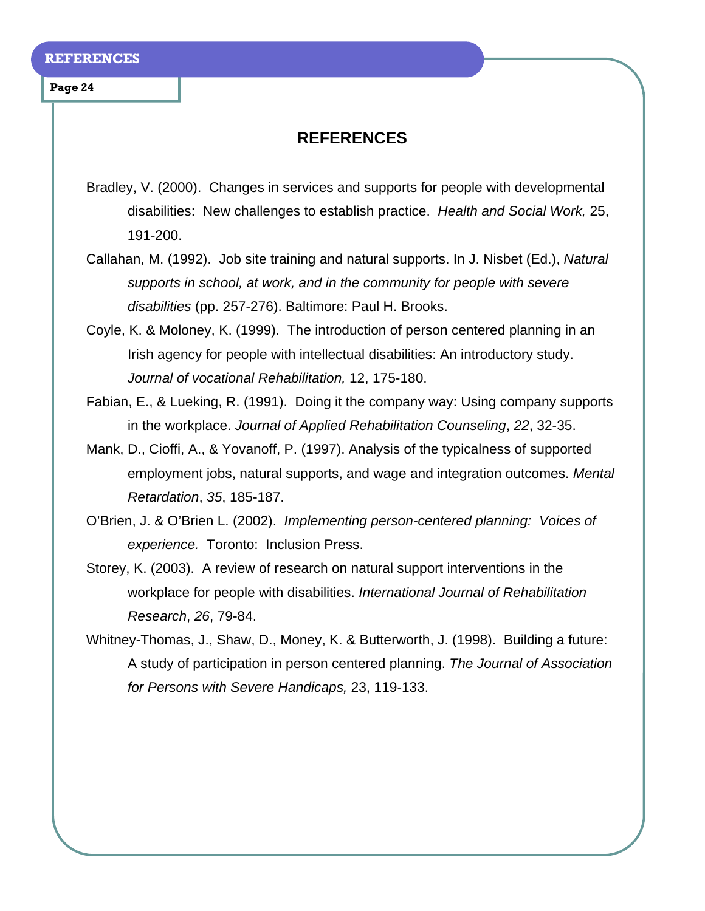# REFERENCES

Bradley, V. (2000). Changes in services and supports for people with developmental disabilities: New challenges to establish practice. *Health and Social Work,* 25, 191-200.

Callahan, M. (1992). Job site training and natural supports. In J. Nisbet (Ed.), *Natural supports in school, at work, and in the community for people with severe disabilities* (pp. 257-276). Baltimore: Paul H. Brooks.

Coyle, K. & Moloney, K. (1999). The introduction of person centered planning in an Irish agency for people with intellectual disabilities: An introductory study. *Journal of vocational Rehabilitation,* 12, 175-180.

Fabian, E., & Lueking, R. (1991). Doing it the company way: Using company supports in the workplace. *Journal of Applied Rehabilitation Counseling*, *22*, 32-35.

Mank, D., Cioffi, A., & Yovanoff, P. (1997). Analysis of the typicalness of supported employment jobs, natural supports, and wage and integration outcomes. *Mental Retardation*, *35*, 185-187.

O'Brien, J. & O'Brien L. (2002). *Implementing person-centered planning: Voices of experience.* Toronto: Inclusion Press.

Storey, K. (2003). A review of research on natural support interventions in the workplace for people with disabilities. *International Journal of Rehabilitation Research*, *26*, 79-84.

Whitney-Thomas, J., Shaw, D., Money, K. & Butterworth, J. (1998). Building a future: A study of participation in person centered planning. *The Journal of Association for Persons with Severe Handicaps,* 23, 119-133.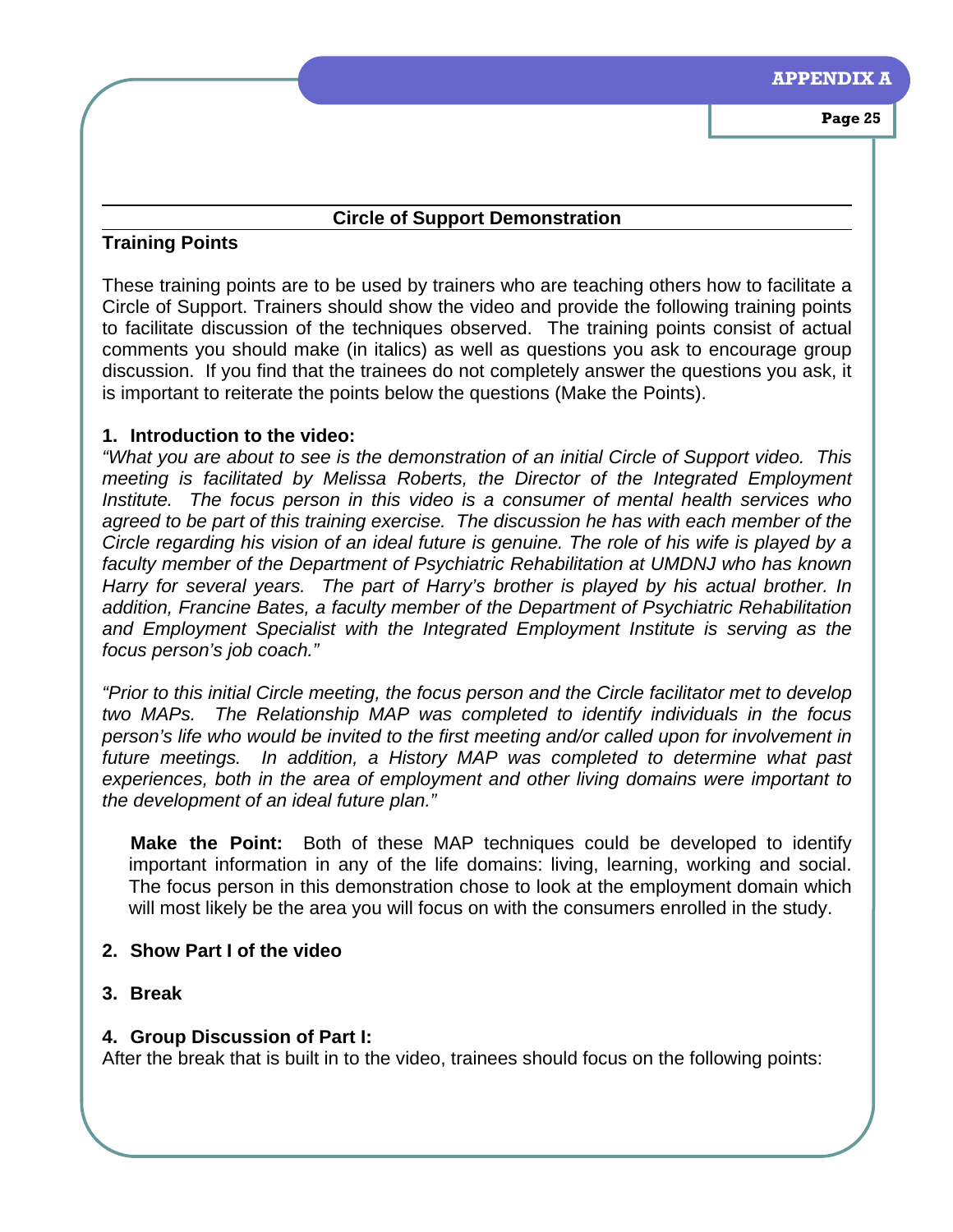## Circle of Support Demonstration

### Training Points

These training points are to be used by trainers who are teaching others how to facilitate a Circle of Support. Trainers should show the video and provide the following training points to facilitate discussion of the techniques observed. The training points consist of actual comments you should make (in italics) as well as questions you ask to encourage group discussion. If you find that the trainees do not completely answer the questions you ask, it is important to reiterate the points below the questions (Make the Points).

**1. Introduction to the video:**

*"What you are about to see is the demonstration of an initial Circle of Support video. This meeting is facilitated by Melissa Roberts, the Director of the Integrated Employment Institute. The focus person in this video is a consumer of mental health services who agreed to be part of this training exercise. The discussion he has with each member of the Circle regarding his vision of an ideal future is genuine. The role of his wife is played by a faculty member of the Department of Psychiatric Rehabilitation at UMDNJ who has known Harry for several years. The part of Harry's brother is played by his actual brother. In addition, Francine Bates, a faculty member of the Department of Psychiatric Rehabilitation and Employment Specialist with the Integrated Employment Institute is serving as the focus person's job coach."*

*"Prior to this initial Circle meeting, the focus person and the Circle facilitator met to develop two MAPs. The Relationship MAP was completed to identify individuals in the focus person's life who would be invited to the first meeting and/or called upon for involvement in future meetings. In addition, a History MAP was completed to determine what past experiences, both in the area of employment and other living domains were important to the development of an ideal future plan."*

> **Make the Point:** Both of these MAP techniques could be developed to identify important information in any of the life domains: living, learning, working and social. The focus person in this demonstration chose to look at the employment domain which will most likely be the area you will focus on with the consumers enrolled in the study.

**2. Show Part I of the video**

**3. Break**

**4. Group Discussion of Part I:**

After the break that is built in to the video, trainees should focus on the following points: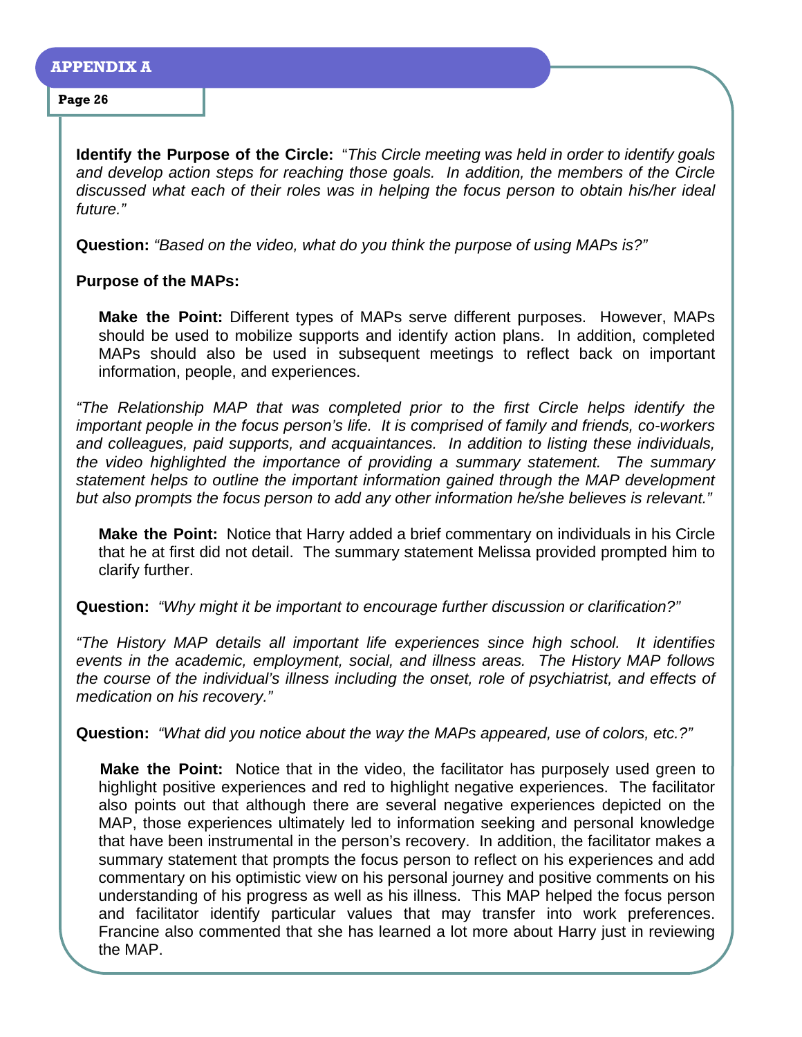**Identify the Purpose of the Circle:** "*This Circle meeting was held in order to identify goals and develop action steps for reaching those goals. In addition, the members of the Circle discussed what each of their roles was in helping the focus person to obtain his/her ideal future."*

**Question:** *"Based on the video, what do you think the purpose of using MAPs is?"*

**Purpose of the MAPs:**

> **Make the Point:** Different types of MAPs serve different purposes. However, MAPs should be used to mobilize supports and identify action plans. In addition, completed MAPs should also be used in subsequent meetings to reflect back on important information, people, and experiences.

*"The Relationship MAP that was completed prior to the first Circle helps identify the important people in the focus person's life. It is comprised of family and friends, co-workers and colleagues, paid supports, and acquaintances. In addition to listing these individuals, the video highlighted the importance of providing a summary statement. The summary statement helps to outline the important information gained through the MAP development but also prompts the focus person to add any other information he/she believes is relevant."*

> **Make the Point:** Notice that Harry added a brief commentary on individuals in his Circle that he at first did not detail. The summary statement Melissa provided prompted him to clarify further.

**Question:** *"Why might it be important to encourage further discussion or clarification?"*

*"The History MAP details all important life experiences since high school. It identifies events in the academic, employment, social, and illness areas. The History MAP follows the course of the individual's illness including the onset, role of psychiatrist, and effects of medication on his recovery."*

**Question:** *"What did you notice about the way the MAPs appeared, use of colors, etc.?"*

> **Make the Point:** Notice that in the video, the facilitator has purposely used green to highlight positive experiences and red to highlight negative experiences. The facilitator also points out that although there are several negative experiences depicted on the MAP, those experiences ultimately led to information seeking and personal knowledge that have been instrumental in the person's recovery. In addition, the facilitator makes a summary statement that prompts the focus person to reflect on his experiences and add commentary on his optimistic view on his personal journey and positive comments on his understanding of his progress as well as his illness. This MAP helped the focus person and facilitator identify particular values that may transfer into work preferences. Francine also commented that she has learned a lot more about Harry just in reviewing the MAP.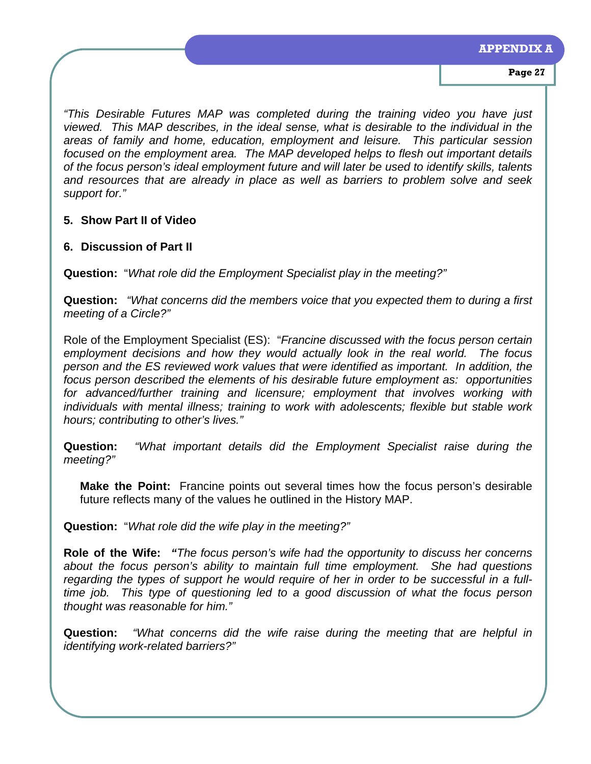*"This Desirable Futures MAP was completed during the training video you have just viewed. This MAP describes, in the ideal sense, what is desirable to the individual in the areas of family and home, education, employment and leisure. This particular session focused on the employment area. The MAP developed helps to flesh out important details of the focus person's ideal employment future and will later be used to identify skills, talents and resources that are already in place as well as barriers to problem solve and seek support for."*

**5. Show Part II of Video**

**6. Discussion of Part II**

**Question:** "*What role did the Employment Specialist play in the meeting?"*

**Question:** *"What concerns did the members voice that you expected them to during a first meeting of a Circle?"*

Role of the Employment Specialist (ES): "*Francine discussed with the focus person certain employment decisions and how they would actually look in the real world. The focus person and the ES reviewed work values that were identified as important. In addition, the focus person described the elements of his desirable future employment as: opportunities for advanced/further training and licensure; employment that involves working with individuals with mental illness; training to work with adolescents; flexible but stable work hours; contributing to other's lives."*

**Question:** *"What important details did the Employment Specialist raise during the meeting?"*

> **Make the Point:** Francine points out several times how the focus person's desirable future reflects many of the values he outlined in the History MAP.

**Question:** "*What role did the wife play in the meeting?"*

**Role of the Wife: "***The focus person's wife had the opportunity to discuss her concerns about the focus person's ability to maintain full time employment. She had questions regarding the types of support he would require of her in order to be successful in a full-time job. This type of questioning led to a good discussion of what the focus person thought was reasonable for him."*

**Question:** *"What concerns did the wife raise during the meeting that are helpful in identifying work-related barriers?"*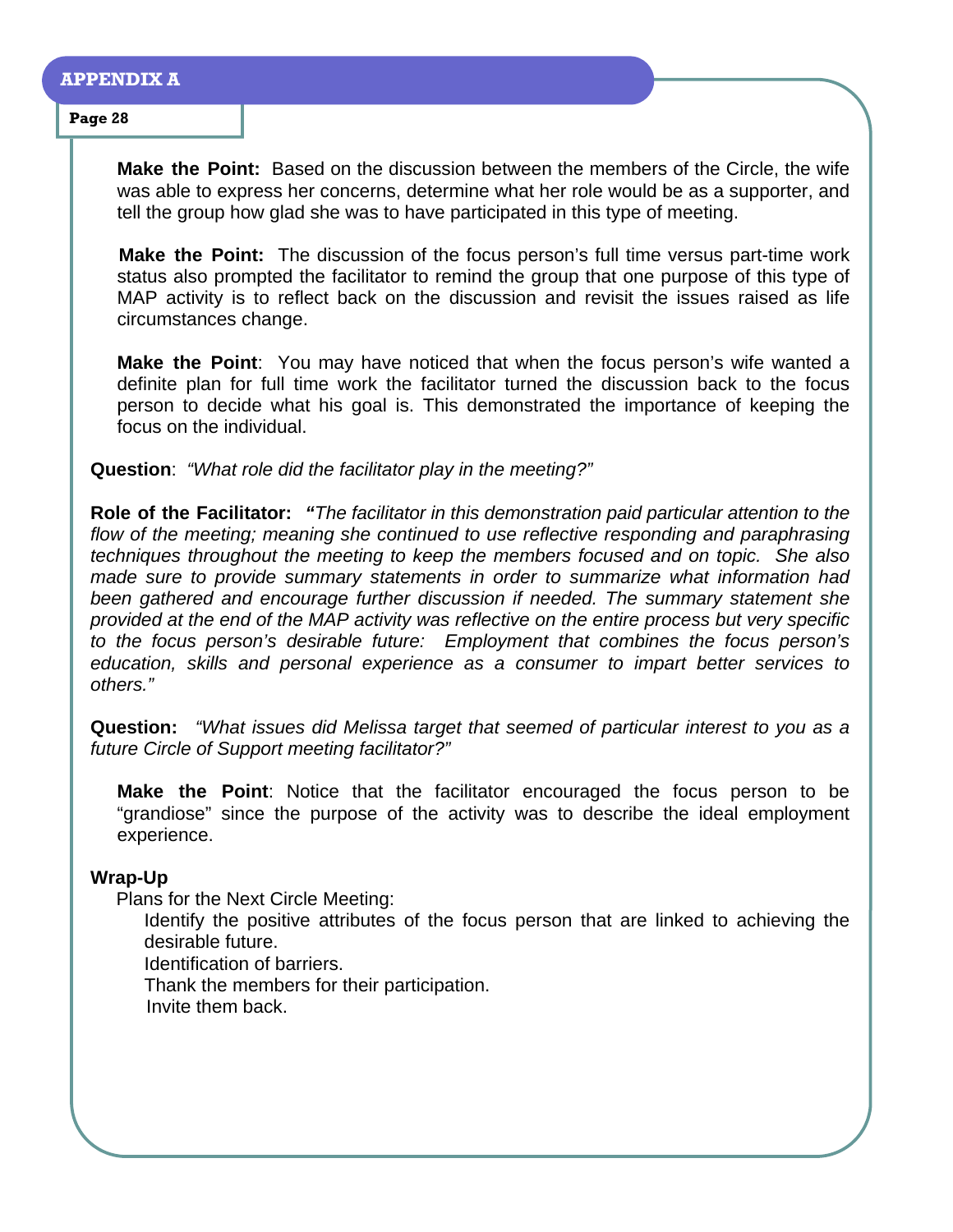**Make the Point:** Based on the discussion between the members of the Circle, the wife was able to express her concerns, determine what her role would be as a supporter, and tell the group how glad she was to have participated in this type of meeting.

**Make the Point:** The discussion of the focus person's full time versus part-time work status also prompted the facilitator to remind the group that one purpose of this type of MAP activity is to reflect back on the discussion and revisit the issues raised as life circumstances change.

**Make the Point**: You may have noticed that when the focus person's wife wanted a definite plan for full time work the facilitator turned the discussion back to the focus person to decide what his goal is. This demonstrated the importance of keeping the focus on the individual.

**Question**: *"What role did the facilitator play in the meeting?"*

**Role of the Facilitator: "***The facilitator in this demonstration paid particular attention to the flow of the meeting; meaning she continued to use reflective responding and paraphrasing techniques throughout the meeting to keep the members focused and on topic. She also made sure to provide summary statements in order to summarize what information had been gathered and encourage further discussion if needed. The summary statement she provided at the end of the MAP activity was reflective on the entire process but very specific to the focus person's desirable future: Employment that combines the focus person's education, skills and personal experience as a consumer to impart better services to others."*

**Question:** *"What issues did Melissa target that seemed of particular interest to you as a future Circle of Support meeting facilitator?"*

**Make the Point**: Notice that the facilitator encouraged the focus person to be "grandiose" since the purpose of the activity was to describe the ideal employment experience.

**Wrap-Up**

Plans for the Next Circle Meeting:

- Identify the positive attributes of the focus person that are linked to achieving the desirable future.
- Identification of barriers.
- Thank the members for their participation.
- Invite them back.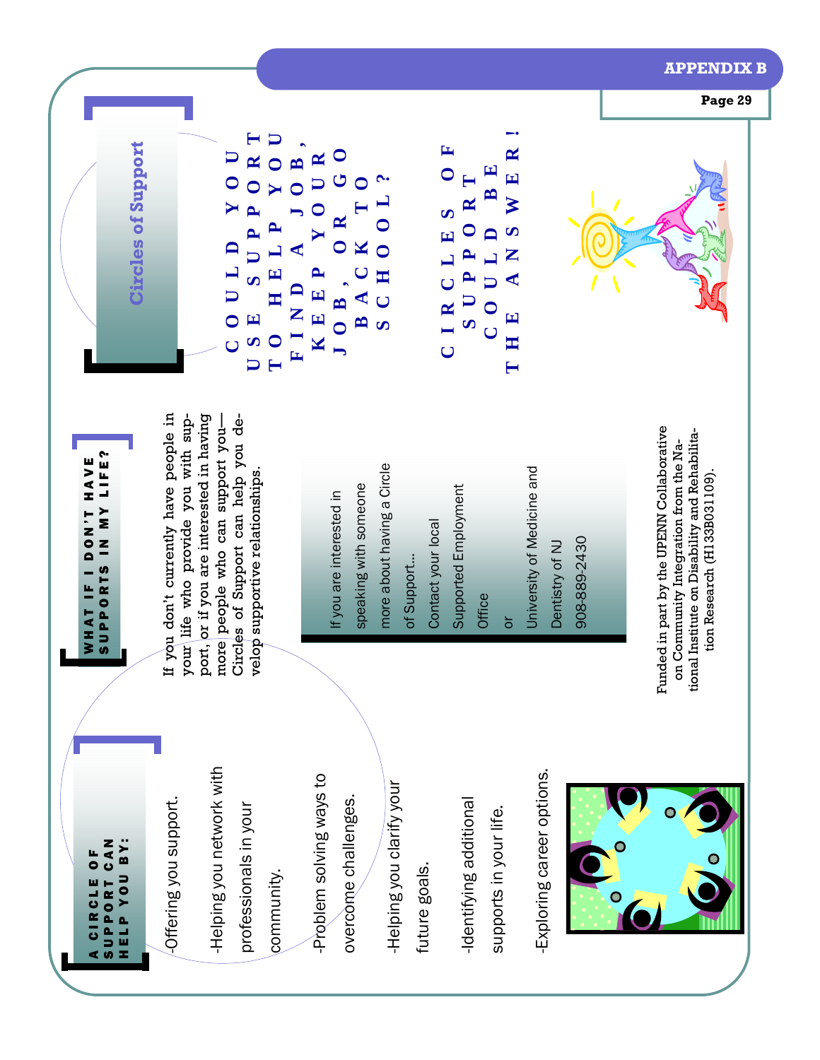# Circles of Support

**COULD YOU USE SUPPORT TO HELP YOU FIND A JOB, KEEP YOUR JOB, OR GO BACK TO SCHOOL?**

**CIRCLES OF SUPPORT COULD BE THE ANSWER!**

## WHAT IF I DON'T HAVE SUPPORTS IN MY LIFE?

If you don't currently have people in your life who provide you with support, or if you are interested in having more people who can support you—Circles of Support can help you develop supportive relationships.

If you are interested in speaking with someone more about having a Circle of Support... Contact your local Supported Employment Office or University of Medicine and Dentistry of NJ 908-889-2430

Funded in part by the UPENN Collaborative on Community Integration from the National Institute on Disability and Rehabilitation Research (H133B031109).

## A CIRCLE OF SUPPORT CAN HELP YOU BY:

- Offering you support.
- Helping you network with professionals in your community.
- Problem solving ways to overcome challenges.
- Helping you clarify your future goals.
- Identifying additional supports in your life.
- Exploring career options.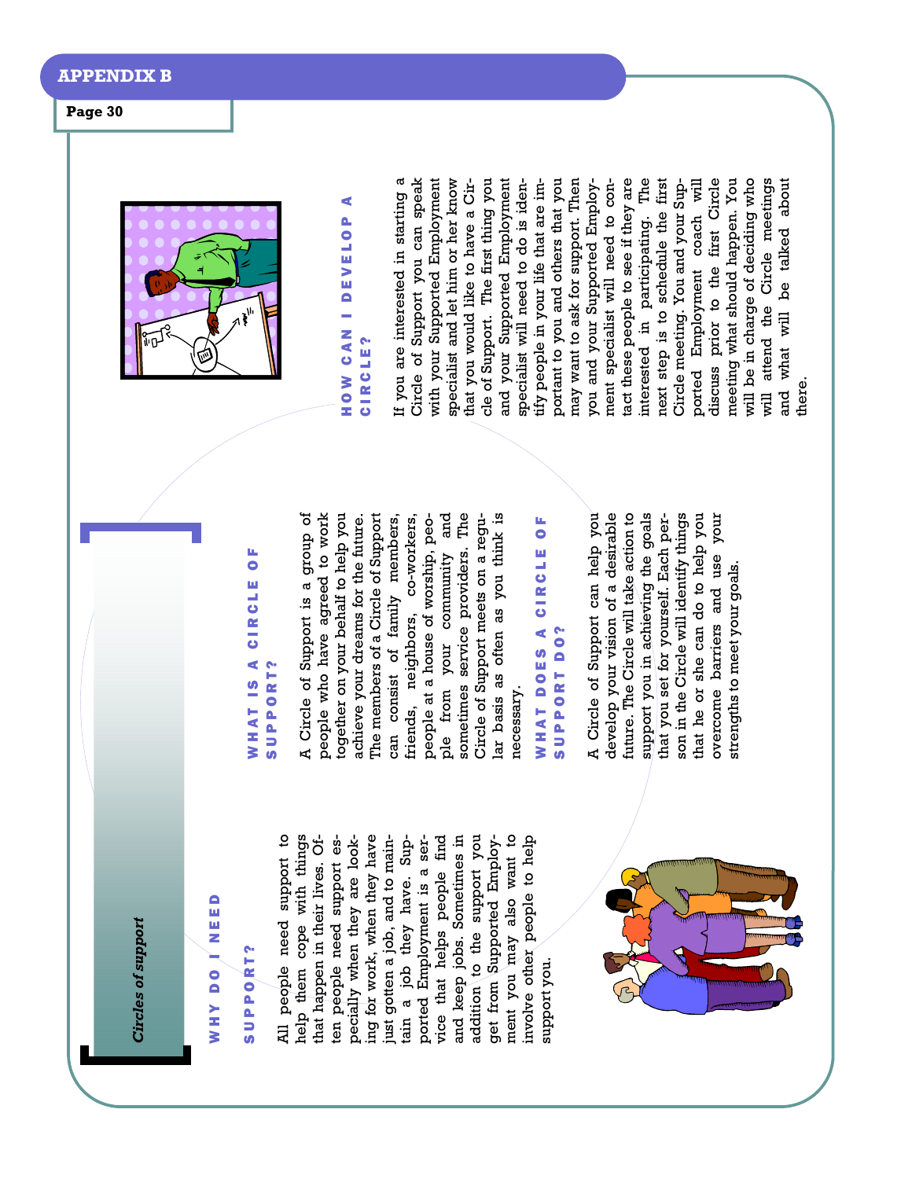# Circles of support

## WHY DO I NEED SUPPORT?

All people need support to help them cope with things that happen in their lives. Often people need support especially when they are looking for work, when they have just gotten a job, and to maintain a job they have. Supported Employment is a service that helps people find and keep jobs. Sometimes in addition to the support you get from Supported Employment you may also want to involve other people to help support you.

## WHAT IS A CIRCLE OF SUPPORT?

A Circle of Support is a group of people who have agreed to work together on your behalf to help you achieve your dreams for the future. The members of a Circle of Support can consist of family members, friends, neighbors, co-workers, people at a house of worship, people from your community and sometimes service providers. The Circle of Support meets on a regular basis as often as you think is necessary.

## WHAT DOES A CIRCLE OF SUPPORT DO?

A Circle of Support can help you develop your vision of a desirable future. The Circle will take action to support you in achieving the goals that you set for yourself. Each person in the Circle will identify things that he or she can do to help you overcome barriers and use your strengths to meet your goals.

## HOW CAN I DEVELOP A CIRCLE?

If you are interested in starting a Circle of Support you can speak with your Supported Employment specialist and let him or her know that you would like to have a Circle of Support. The first thing you and your Supported Employment specialist will need to do is identify people in your life that are important to you and others that you may want to ask for support. Then you and your Supported Employment specialist will need to contact these people to see if they are interested in participating. The next step is to schedule the first Circle meeting. You and your Supported Employment coach will discuss prior to the first Circle meeting what should happen. You will be in charge of deciding who will attend the Circle meetings and what will be talked about there.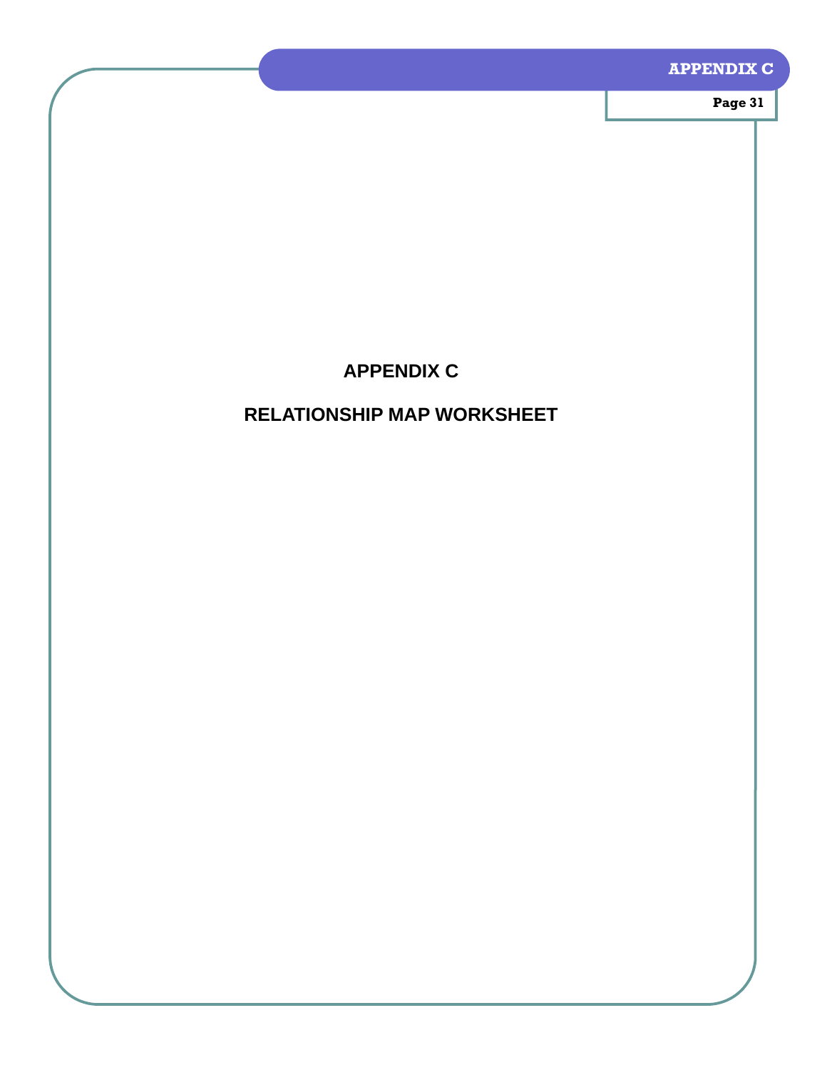# APPENDIX C

## RELATIONSHIP MAP WORKSHEET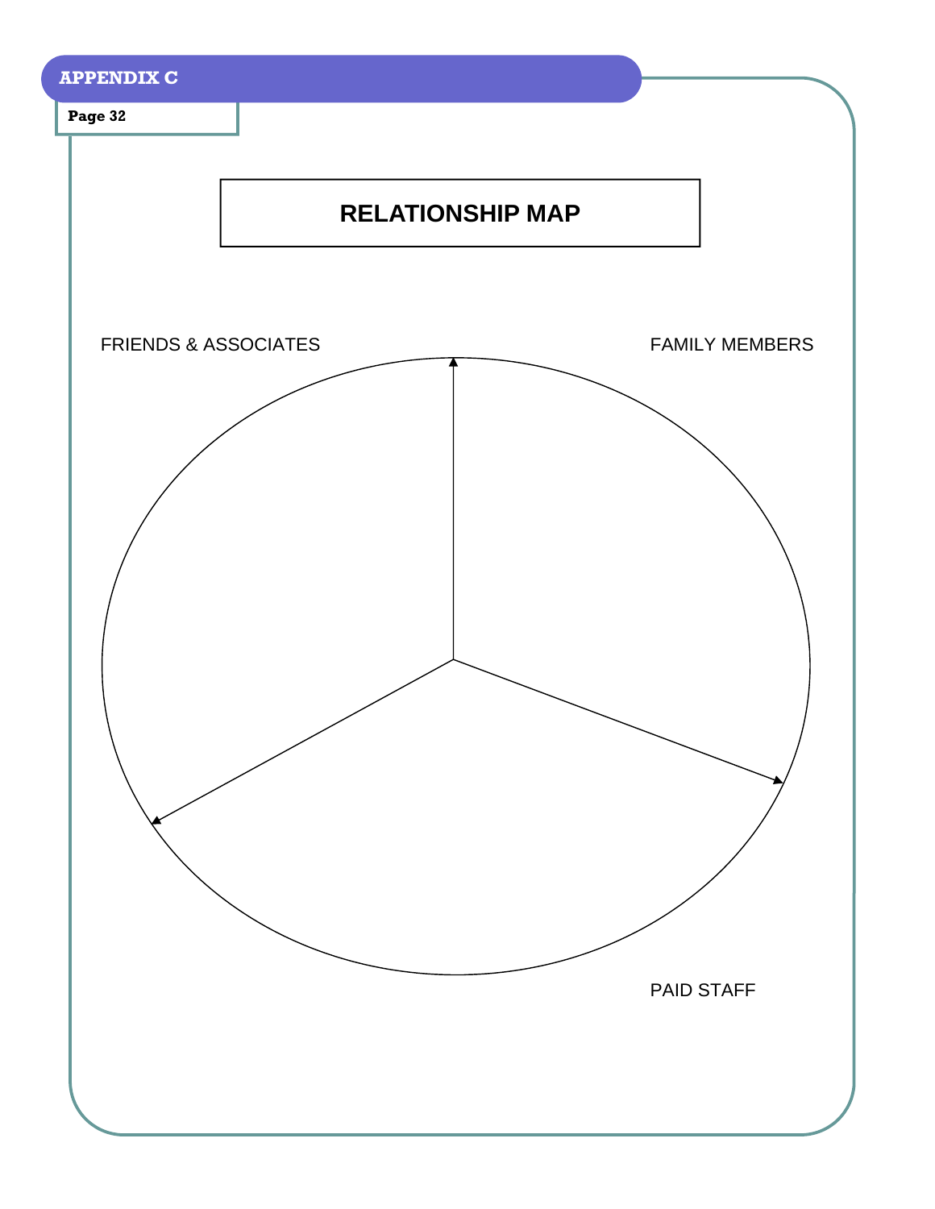APPENDIX C

# RELATIONSHIP MAP

FRIENDS & ASSOCIATES

FAMILY MEMBERS

PAID STAFF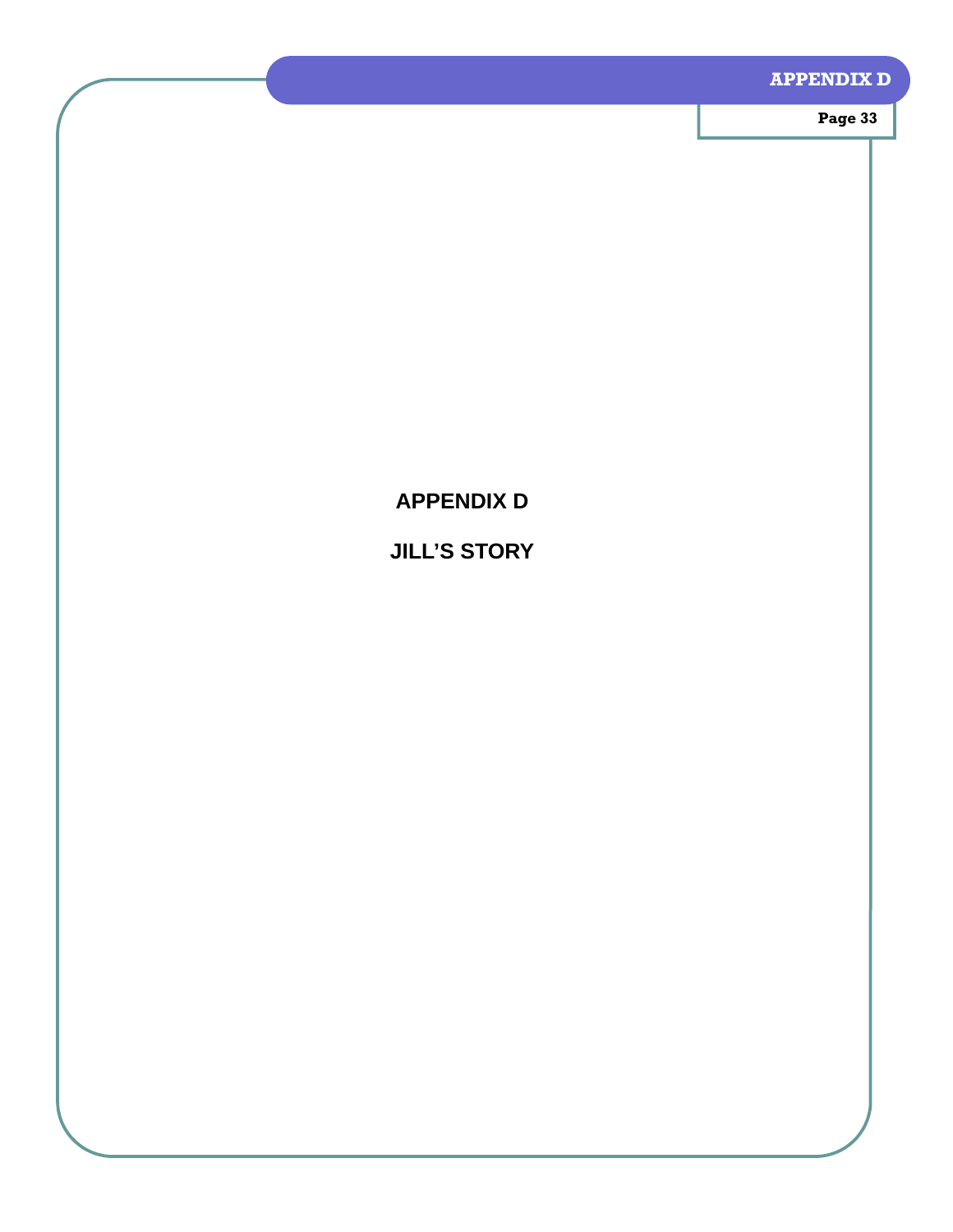# APPENDIX D

## JILL'S STORY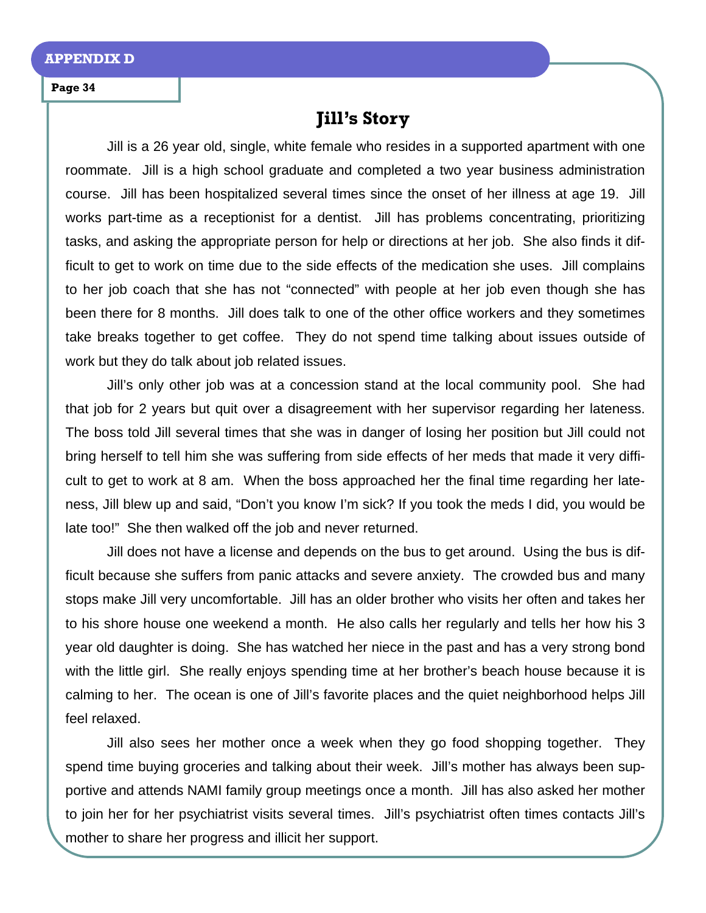# Jill's Story

Jill is a 26 year old, single, white female who resides in a supported apartment with one roommate. Jill is a high school graduate and completed a two year business administration course. Jill has been hospitalized several times since the onset of her illness at age 19. Jill works part-time as a receptionist for a dentist. Jill has problems concentrating, prioritizing tasks, and asking the appropriate person for help or directions at her job. She also finds it difficult to get to work on time due to the side effects of the medication she uses. Jill complains to her job coach that she has not "connected" with people at her job even though she has been there for 8 months. Jill does talk to one of the other office workers and they sometimes take breaks together to get coffee. They do not spend time talking about issues outside of work but they do talk about job related issues.

Jill's only other job was at a concession stand at the local community pool. She had that job for 2 years but quit over a disagreement with her supervisor regarding her lateness. The boss told Jill several times that she was in danger of losing her position but Jill could not bring herself to tell him she was suffering from side effects of her meds that made it very difficult to get to work at 8 am. When the boss approached her the final time regarding her lateness, Jill blew up and said, "Don't you know I'm sick? If you took the meds I did, you would be late too!" She then walked off the job and never returned.

Jill does not have a license and depends on the bus to get around. Using the bus is difficult because she suffers from panic attacks and severe anxiety. The crowded bus and many stops make Jill very uncomfortable. Jill has an older brother who visits her often and takes her to his shore house one weekend a month. He also calls her regularly and tells her how his 3 year old daughter is doing. She has watched her niece in the past and has a very strong bond with the little girl. She really enjoys spending time at her brother's beach house because it is calming to her. The ocean is one of Jill's favorite places and the quiet neighborhood helps Jill feel relaxed.

Jill also sees her mother once a week when they go food shopping together. They spend time buying groceries and talking about their week. Jill's mother has always been supportive and attends NAMI family group meetings once a month. Jill has also asked her mother to join her for her psychiatrist visits several times. Jill's psychiatrist often times contacts Jill's mother to share her progress and illicit her support.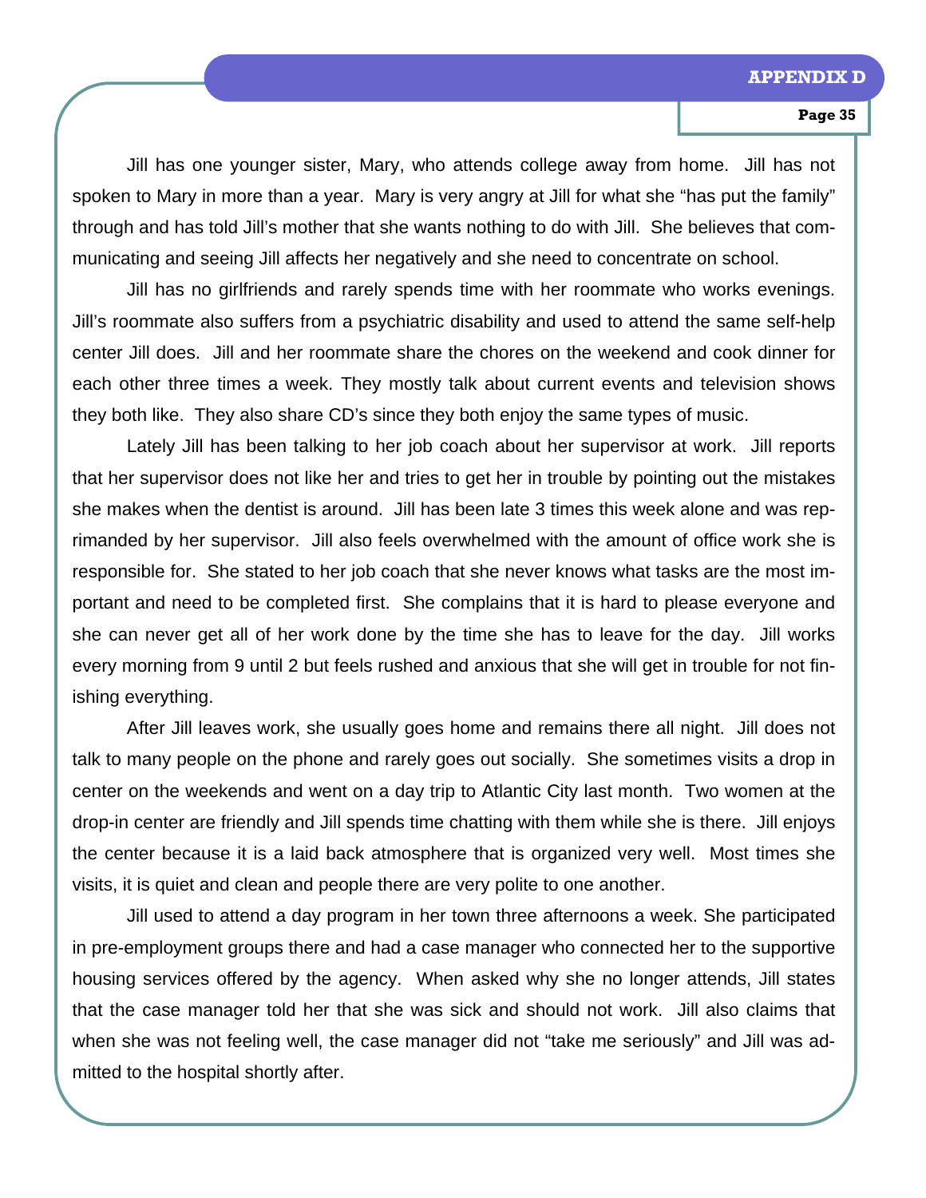Jill has one younger sister, Mary, who attends college away from home. Jill has not spoken to Mary in more than a year. Mary is very angry at Jill for what she "has put the family" through and has told Jill's mother that she wants nothing to do with Jill. She believes that communicating and seeing Jill affects her negatively and she need to concentrate on school.

Jill has no girlfriends and rarely spends time with her roommate who works evenings. Jill's roommate also suffers from a psychiatric disability and used to attend the same self-help center Jill does. Jill and her roommate share the chores on the weekend and cook dinner for each other three times a week. They mostly talk about current events and television shows they both like. They also share CD's since they both enjoy the same types of music.

Lately Jill has been talking to her job coach about her supervisor at work. Jill reports that her supervisor does not like her and tries to get her in trouble by pointing out the mistakes she makes when the dentist is around. Jill has been late 3 times this week alone and was reprimanded by her supervisor. Jill also feels overwhelmed with the amount of office work she is responsible for. She stated to her job coach that she never knows what tasks are the most important and need to be completed first. She complains that it is hard to please everyone and she can never get all of her work done by the time she has to leave for the day. Jill works every morning from 9 until 2 but feels rushed and anxious that she will get in trouble for not finishing everything.

After Jill leaves work, she usually goes home and remains there all night. Jill does not talk to many people on the phone and rarely goes out socially. She sometimes visits a drop in center on the weekends and went on a day trip to Atlantic City last month. Two women at the drop-in center are friendly and Jill spends time chatting with them while she is there. Jill enjoys the center because it is a laid back atmosphere that is organized very well. Most times she visits, it is quiet and clean and people there are very polite to one another.

Jill used to attend a day program in her town three afternoons a week. She participated in pre-employment groups there and had a case manager who connected her to the supportive housing services offered by the agency. When asked why she no longer attends, Jill states that the case manager told her that she was sick and should not work. Jill also claims that when she was not feeling well, the case manager did not "take me seriously" and Jill was admitted to the hospital shortly after.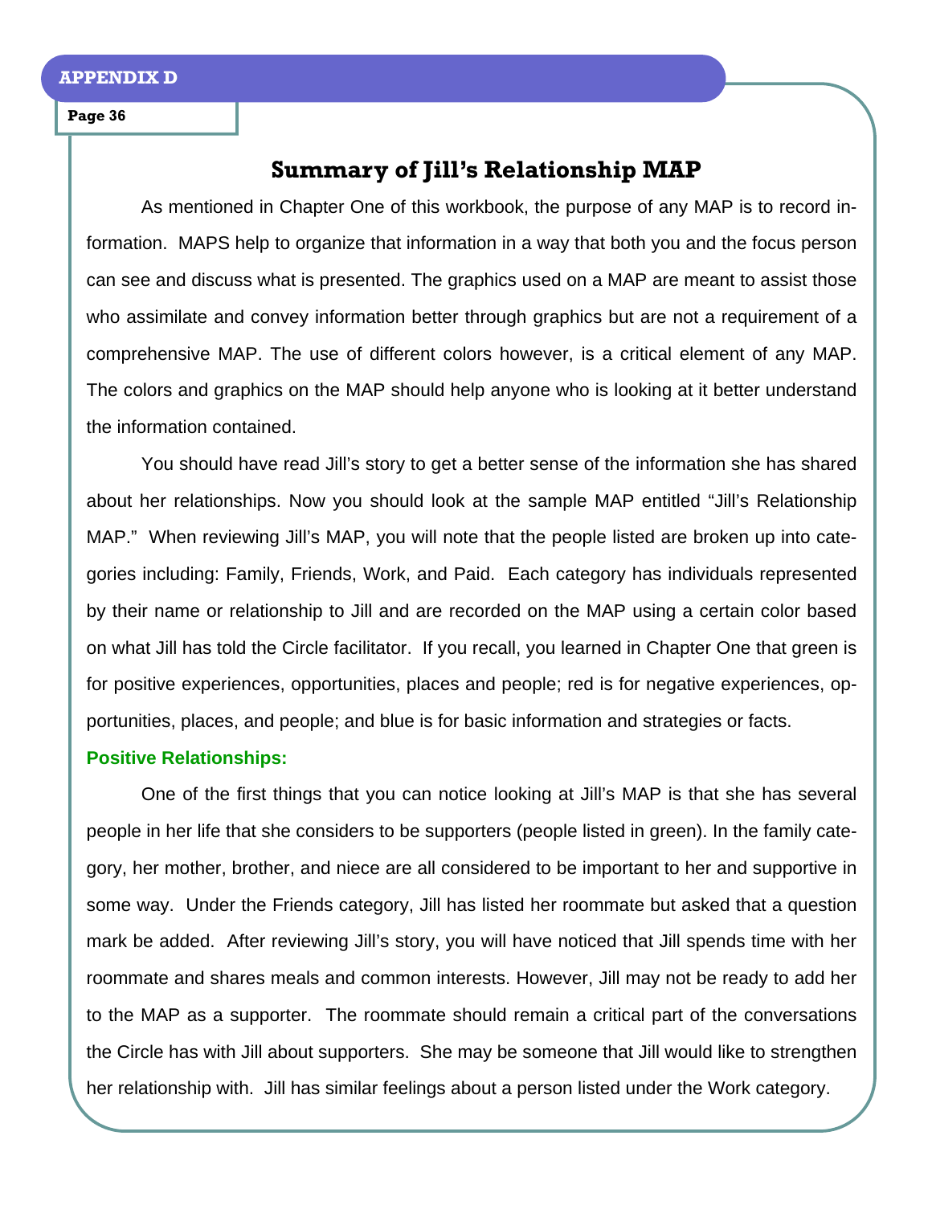## Summary of Jill's Relationship MAP

As mentioned in Chapter One of this workbook, the purpose of any MAP is to record information. MAPS help to organize that information in a way that both you and the focus person can see and discuss what is presented. The graphics used on a MAP are meant to assist those who assimilate and convey information better through graphics but are not a requirement of a comprehensive MAP. The use of different colors however, is a critical element of any MAP. The colors and graphics on the MAP should help anyone who is looking at it better understand the information contained.

You should have read Jill's story to get a better sense of the information she has shared about her relationships. Now you should look at the sample MAP entitled "Jill's Relationship MAP." When reviewing Jill's MAP, you will note that the people listed are broken up into categories including: Family, Friends, Work, and Paid. Each category has individuals represented by their name or relationship to Jill and are recorded on the MAP using a certain color based on what Jill has told the Circle facilitator. If you recall, you learned in Chapter One that green is for positive experiences, opportunities, places and people; red is for negative experiences, opportunities, places, and people; and blue is for basic information and strategies or facts.

**Positive Relationships:**

One of the first things that you can notice looking at Jill's MAP is that she has several people in her life that she considers to be supporters (people listed in green). In the family category, her mother, brother, and niece are all considered to be important to her and supportive in some way. Under the Friends category, Jill has listed her roommate but asked that a question mark be added. After reviewing Jill's story, you will have noticed that Jill spends time with her roommate and shares meals and common interests. However, Jill may not be ready to add her to the MAP as a supporter. The roommate should remain a critical part of the conversations the Circle has with Jill about supporters. She may be someone that Jill would like to strengthen her relationship with. Jill has similar feelings about a person listed under the Work category.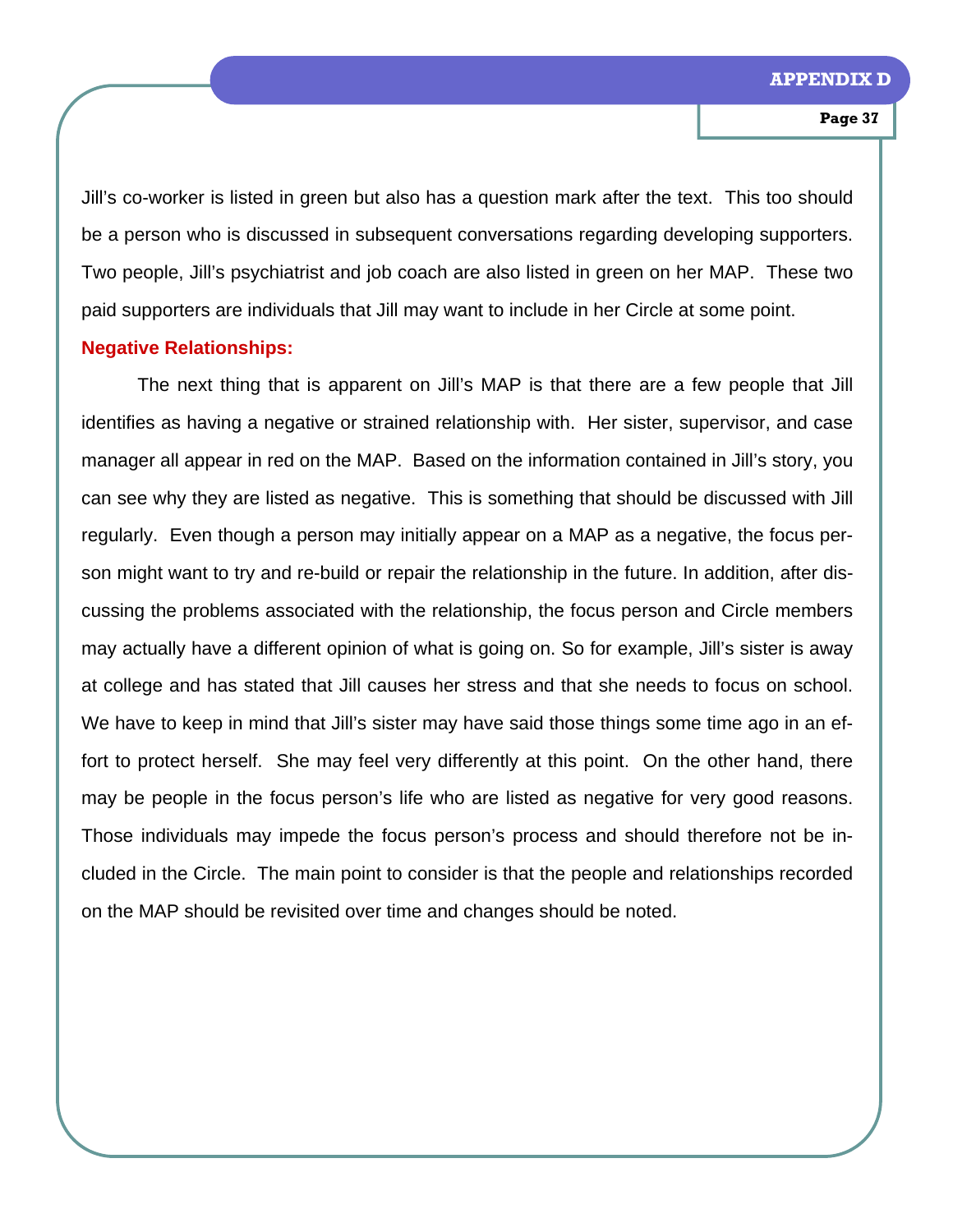Jill's co-worker is listed in green but also has a question mark after the text. This too should be a person who is discussed in subsequent conversations regarding developing supporters. Two people, Jill's psychiatrist and job coach are also listed in green on her MAP. These two paid supporters are individuals that Jill may want to include in her Circle at some point.

**Negative Relationships:**

The next thing that is apparent on Jill's MAP is that there are a few people that Jill identifies as having a negative or strained relationship with. Her sister, supervisor, and case manager all appear in red on the MAP. Based on the information contained in Jill's story, you can see why they are listed as negative. This is something that should be discussed with Jill regularly. Even though a person may initially appear on a MAP as a negative, the focus person might want to try and re-build or repair the relationship in the future. In addition, after discussing the problems associated with the relationship, the focus person and Circle members may actually have a different opinion of what is going on. So for example, Jill's sister is away at college and has stated that Jill causes her stress and that she needs to focus on school. We have to keep in mind that Jill's sister may have said those things some time ago in an effort to protect herself. She may feel very differently at this point. On the other hand, there may be people in the focus person's life who are listed as negative for very good reasons. Those individuals may impede the focus person's process and should therefore not be included in the Circle. The main point to consider is that the people and relationships recorded on the MAP should be revisited over time and changes should be noted.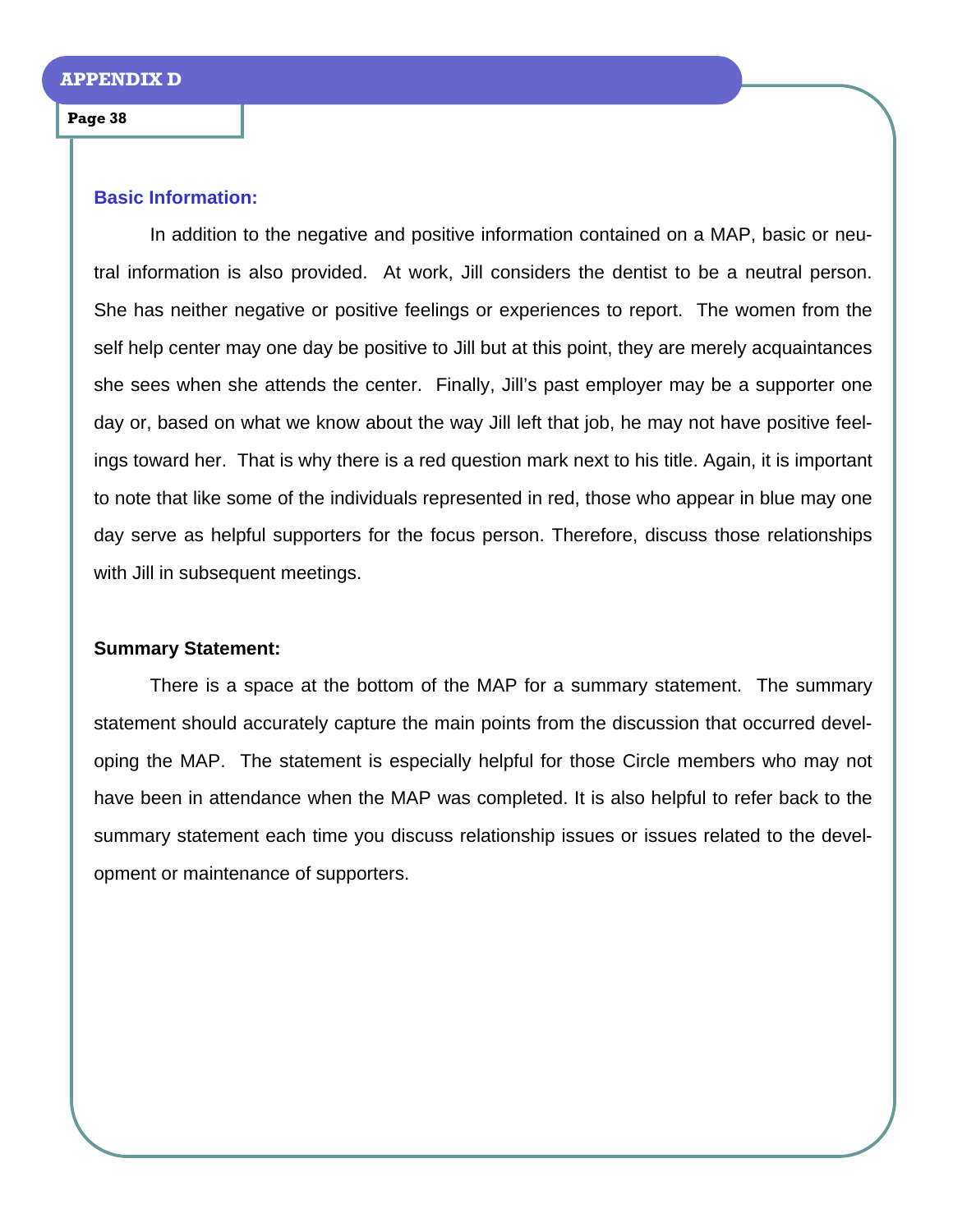### Basic Information:

In addition to the negative and positive information contained on a MAP, basic or neutral information is also provided. At work, Jill considers the dentist to be a neutral person. She has neither negative or positive feelings or experiences to report. The women from the self help center may one day be positive to Jill but at this point, they are merely acquaintances she sees when she attends the center. Finally, Jill's past employer may be a supporter one day or, based on what we know about the way Jill left that job, he may not have positive feelings toward her. That is why there is a red question mark next to his title. Again, it is important to note that like some of the individuals represented in red, those who appear in blue may one day serve as helpful supporters for the focus person. Therefore, discuss those relationships with Jill in subsequent meetings.

### Summary Statement:

There is a space at the bottom of the MAP for a summary statement. The summary statement should accurately capture the main points from the discussion that occurred developing the MAP. The statement is especially helpful for those Circle members who may not have been in attendance when the MAP was completed. It is also helpful to refer back to the summary statement each time you discuss relationship issues or issues related to the development or maintenance of supporters.